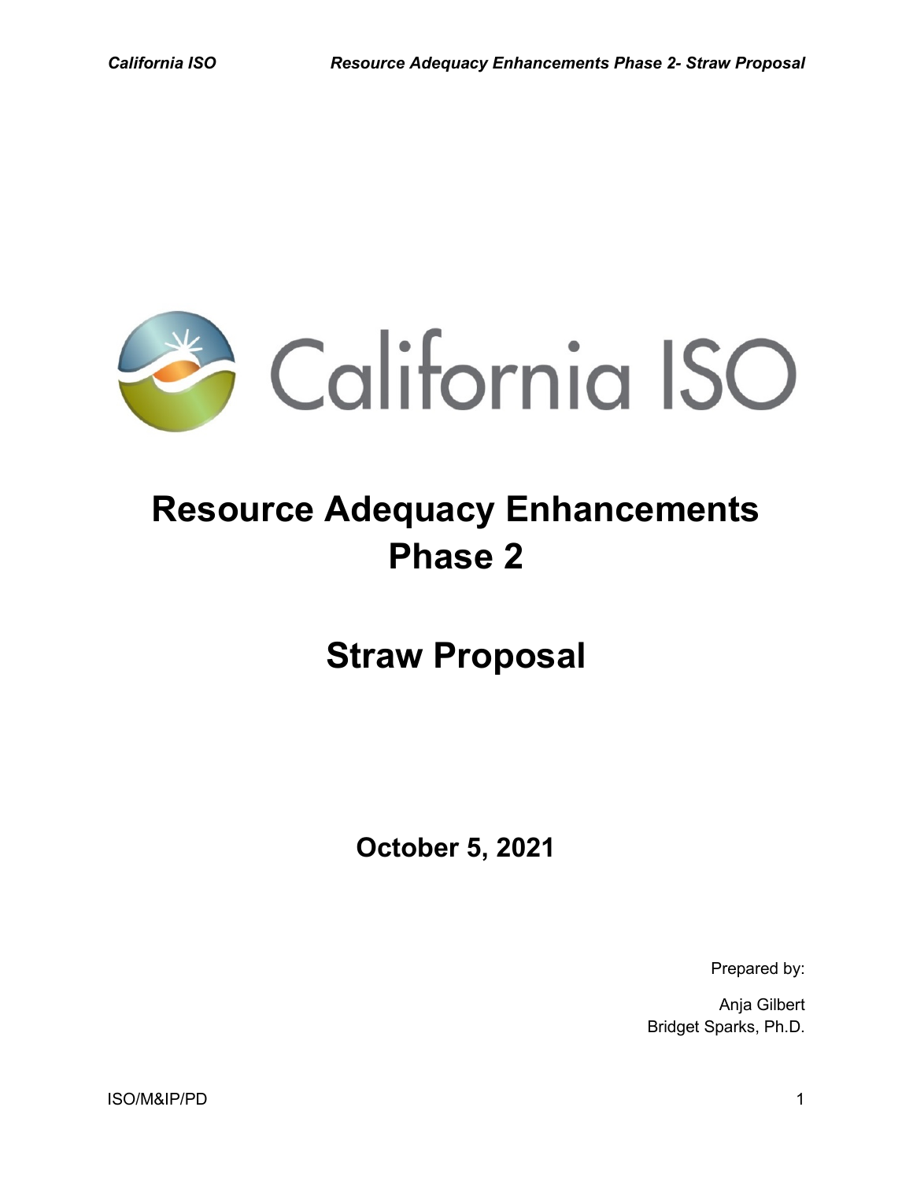# Resource Adequacy Enhancements Phase 2

# Straw Proposal

**October 5, 2021**

Prepared by:

Anja Gilbert
Bridget Sparks, Ph.D.

ISO/M&IP/PD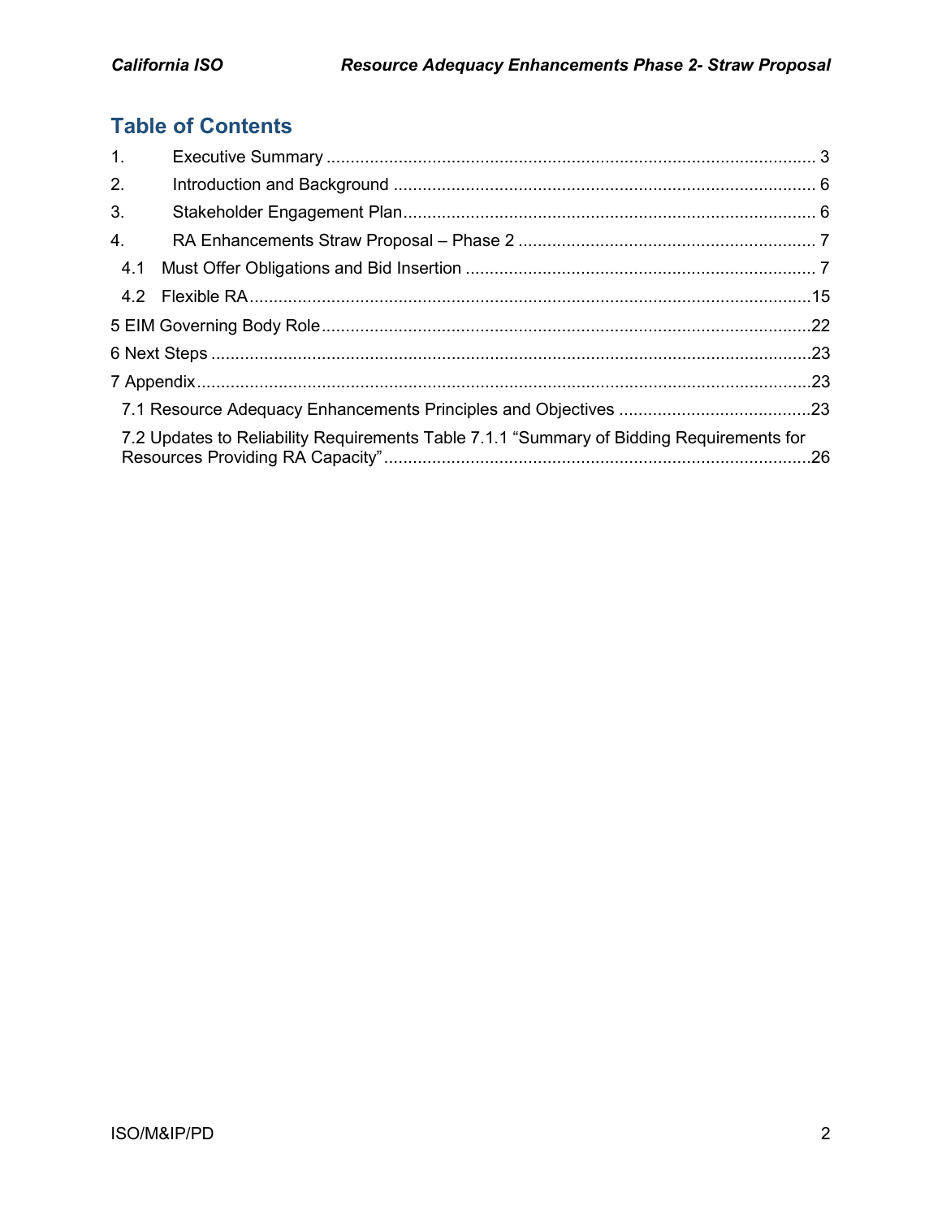# Table of Contents

1. Executive Summary ..................................................................................................... 3
2. Introduction and Background ........................................................................................ 6
3. Stakeholder Engagement Plan ...................................................................................... 6
4. RA Enhancements Straw Proposal – Phase 2 .............................................................. 7
   - 4.1 Must Offer Obligations and Bid Insertion ......................................................................... 7
   - 4.2 Flexible RA .................................................................................................................... 15

5 EIM Governing Body Role ................................................................................................ 22

6 Next Steps ......................................................................................................................... 23

7 Appendix ............................................................................................................................ 23

- 7.1 Resource Adequacy Enhancements Principles and Objectives ........................................ 23
- 7.2 Updates to Reliability Requirements Table 7.1.1 "Summary of Bidding Requirements for Resources Providing RA Capacity" ......................................................................................... 26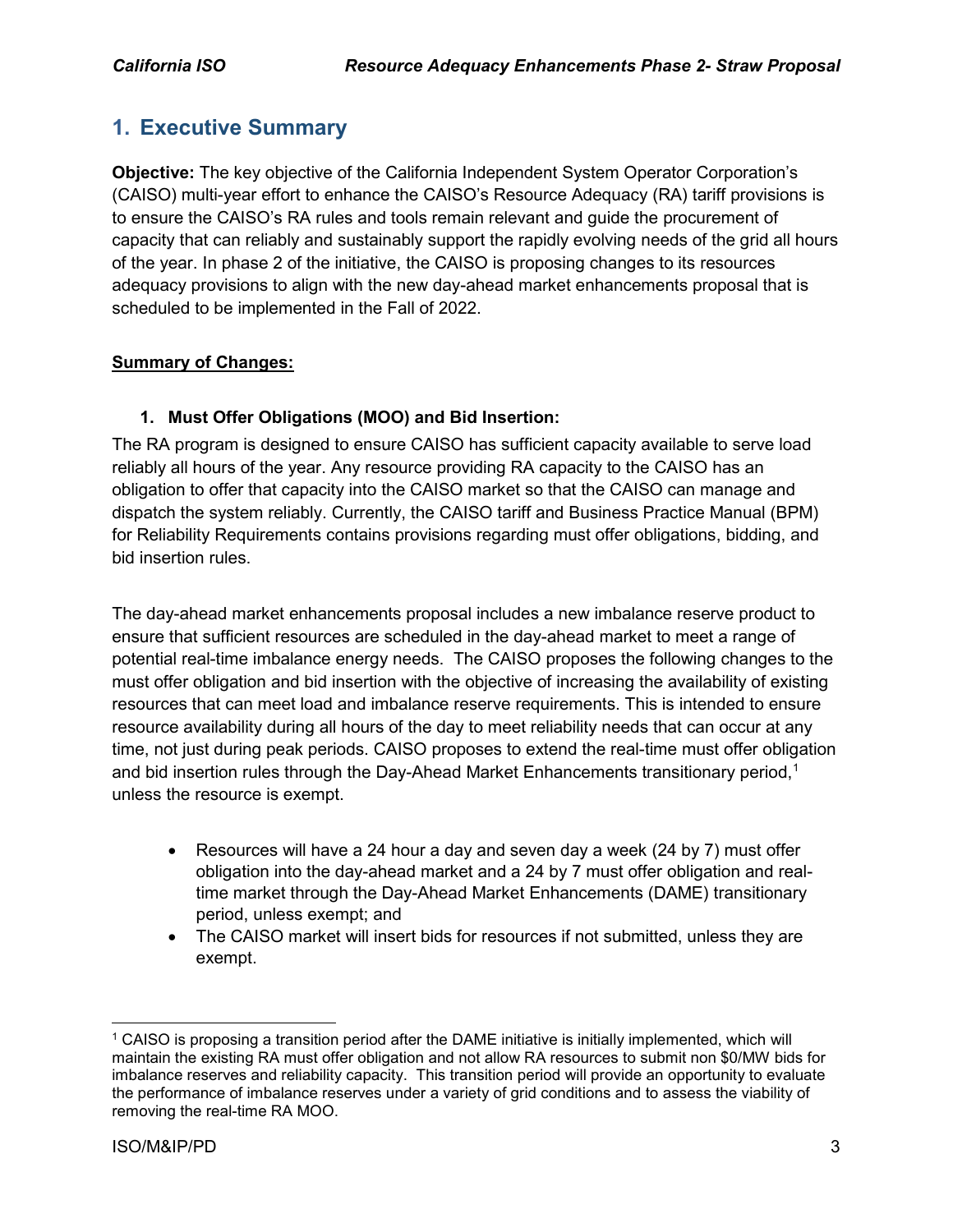# 1. Executive Summary

**Objective:** The key objective of the California Independent System Operator Corporation's (CAISO) multi-year effort to enhance the CAISO's Resource Adequacy (RA) tariff provisions is to ensure the CAISO's RA rules and tools remain relevant and guide the procurement of capacity that can reliably and sustainably support the rapidly evolving needs of the grid all hours of the year. In phase 2 of the initiative, the CAISO is proposing changes to its resources adequacy provisions to align with the new day-ahead market enhancements proposal that is scheduled to be implemented in the Fall of 2022.

**Summary of Changes:**

**1. Must Offer Obligations (MOO) and Bid Insertion:**

The RA program is designed to ensure CAISO has sufficient capacity available to serve load reliably all hours of the year. Any resource providing RA capacity to the CAISO has an obligation to offer that capacity into the CAISO market so that the CAISO can manage and dispatch the system reliably. Currently, the CAISO tariff and Business Practice Manual (BPM) for Reliability Requirements contains provisions regarding must offer obligations, bidding, and bid insertion rules.

The day-ahead market enhancements proposal includes a new imbalance reserve product to ensure that sufficient resources are scheduled in the day-ahead market to meet a range of potential real-time imbalance energy needs. The CAISO proposes the following changes to the must offer obligation and bid insertion with the objective of increasing the availability of existing resources that can meet load and imbalance reserve requirements. This is intended to ensure resource availability during all hours of the day to meet reliability needs that can occur at any time, not just during peak periods. CAISO proposes to extend the real-time must offer obligation and bid insertion rules through the Day-Ahead Market Enhancements transitionary period,[1] unless the resource is exempt.

- Resources will have a 24 hour a day and seven day a week (24 by 7) must offer obligation into the day-ahead market and a 24 by 7 must offer obligation and real-time market through the Day-Ahead Market Enhancements (DAME) transitionary period, unless exempt; and
- The CAISO market will insert bids for resources if not submitted, unless they are exempt.

[1] CAISO is proposing a transition period after the DAME initiative is initially implemented, which will maintain the existing RA must offer obligation and not allow RA resources to submit non $0/MW bids for imbalance reserves and reliability capacity. This transition period will provide an opportunity to evaluate the performance of imbalance reserves under a variety of grid conditions and to assess the viability of removing the real-time RA MOO.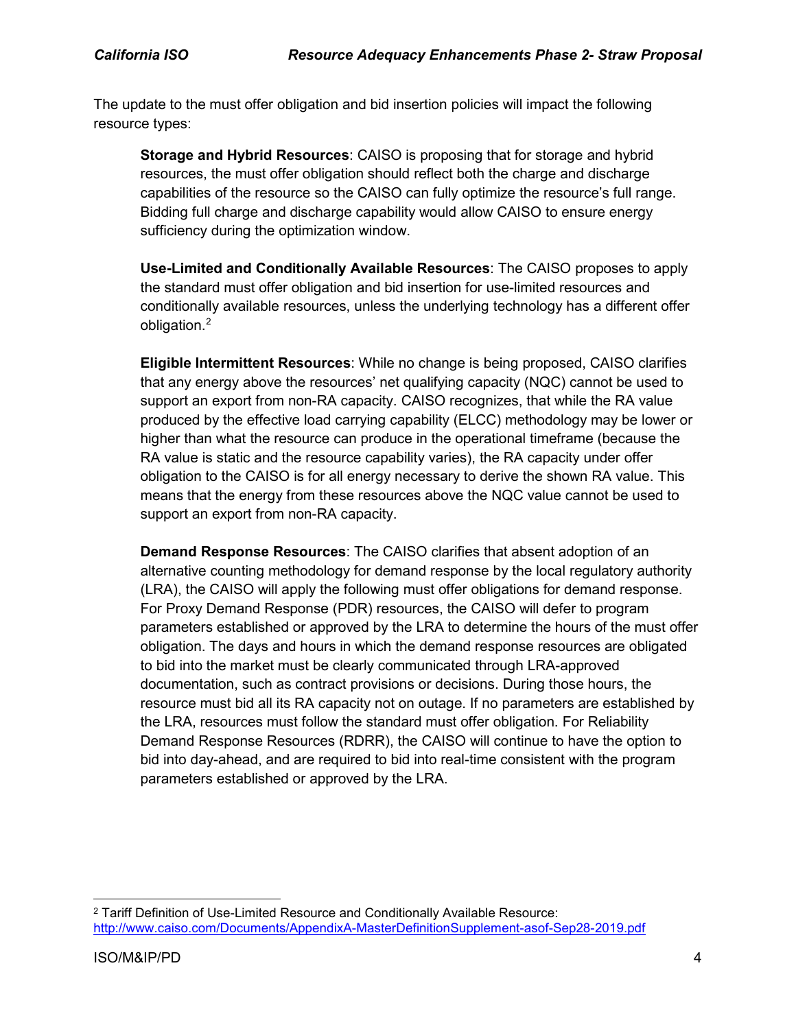The update to the must offer obligation and bid insertion policies will impact the following resource types:

**Storage and Hybrid Resources**: CAISO is proposing that for storage and hybrid resources, the must offer obligation should reflect both the charge and discharge capabilities of the resource so the CAISO can fully optimize the resource's full range. Bidding full charge and discharge capability would allow CAISO to ensure energy sufficiency during the optimization window.

**Use-Limited and Conditionally Available Resources**: The CAISO proposes to apply the standard must offer obligation and bid insertion for use-limited resources and conditionally available resources, unless the underlying technology has a different offer obligation.[2]

**Eligible Intermittent Resources**: While no change is being proposed, CAISO clarifies that any energy above the resources' net qualifying capacity (NQC) cannot be used to support an export from non-RA capacity. CAISO recognizes, that while the RA value produced by the effective load carrying capability (ELCC) methodology may be lower or higher than what the resource can produce in the operational timeframe (because the RA value is static and the resource capability varies), the RA capacity under offer obligation to the CAISO is for all energy necessary to derive the shown RA value. This means that the energy from these resources above the NQC value cannot be used to support an export from non-RA capacity.

**Demand Response Resources**: The CAISO clarifies that absent adoption of an alternative counting methodology for demand response by the local regulatory authority (LRA), the CAISO will apply the following must offer obligations for demand response. For Proxy Demand Response (PDR) resources, the CAISO will defer to program parameters established or approved by the LRA to determine the hours of the must offer obligation. The days and hours in which the demand response resources are obligated to bid into the market must be clearly communicated through LRA-approved documentation, such as contract provisions or decisions. During those hours, the resource must bid all its RA capacity not on outage. If no parameters are established by the LRA, resources must follow the standard must offer obligation. For Reliability Demand Response Resources (RDRR), the CAISO will continue to have the option to bid into day-ahead, and are required to bid into real-time consistent with the program parameters established or approved by the LRA.

---

[2] Tariff Definition of Use-Limited Resource and Conditionally Available Resource: http://www.caiso.com/Documents/AppendixA-MasterDefinitionSupplement-asof-Sep28-2019.pdf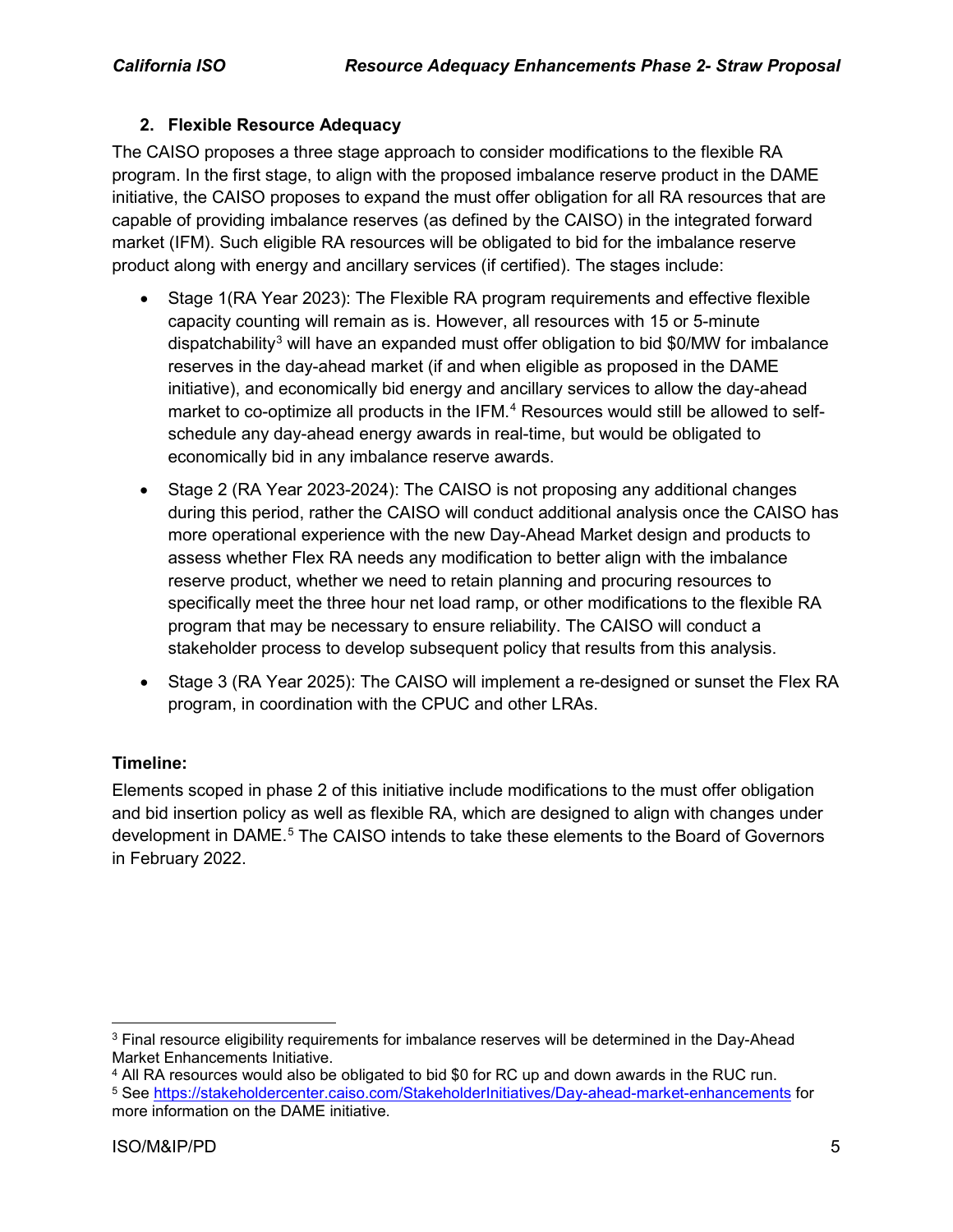### 2. Flexible Resource Adequacy

The CAISO proposes a three stage approach to consider modifications to the flexible RA program. In the first stage, to align with the proposed imbalance reserve product in the DAME initiative, the CAISO proposes to expand the must offer obligation for all RA resources that are capable of providing imbalance reserves (as defined by the CAISO) in the integrated forward market (IFM). Such eligible RA resources will be obligated to bid for the imbalance reserve product along with energy and ancillary services (if certified). The stages include:

- Stage 1(RA Year 2023): The Flexible RA program requirements and effective flexible capacity counting will remain as is. However, all resources with 15 or 5-minute dispatchability[3] will have an expanded must offer obligation to bid $0/MW for imbalance reserves in the day-ahead market (if and when eligible as proposed in the DAME initiative), and economically bid energy and ancillary services to allow the day-ahead market to co-optimize all products in the IFM.[4] Resources would still be allowed to self-schedule any day-ahead energy awards in real-time, but would be obligated to economically bid in any imbalance reserve awards.
- Stage 2 (RA Year 2023-2024): The CAISO is not proposing any additional changes during this period, rather the CAISO will conduct additional analysis once the CAISO has more operational experience with the new Day-Ahead Market design and products to assess whether Flex RA needs any modification to better align with the imbalance reserve product, whether we need to retain planning and procuring resources to specifically meet the three hour net load ramp, or other modifications to the flexible RA program that may be necessary to ensure reliability. The CAISO will conduct a stakeholder process to develop subsequent policy that results from this analysis.
- Stage 3 (RA Year 2025): The CAISO will implement a re-designed or sunset the Flex RA program, in coordination with the CPUC and other LRAs.

**Timeline:**

Elements scoped in phase 2 of this initiative include modifications to the must offer obligation and bid insertion policy as well as flexible RA, which are designed to align with changes under development in DAME.[5] The CAISO intends to take these elements to the Board of Governors in February 2022.

---

[3] Final resource eligibility requirements for imbalance reserves will be determined in the Day-Ahead Market Enhancements Initiative.

[4] All RA resources would also be obligated to bid $0 for RC up and down awards in the RUC run.

[5] See https://stakeholdercenter.caiso.com/StakeholderInitiatives/Day-ahead-market-enhancements for more information on the DAME initiative.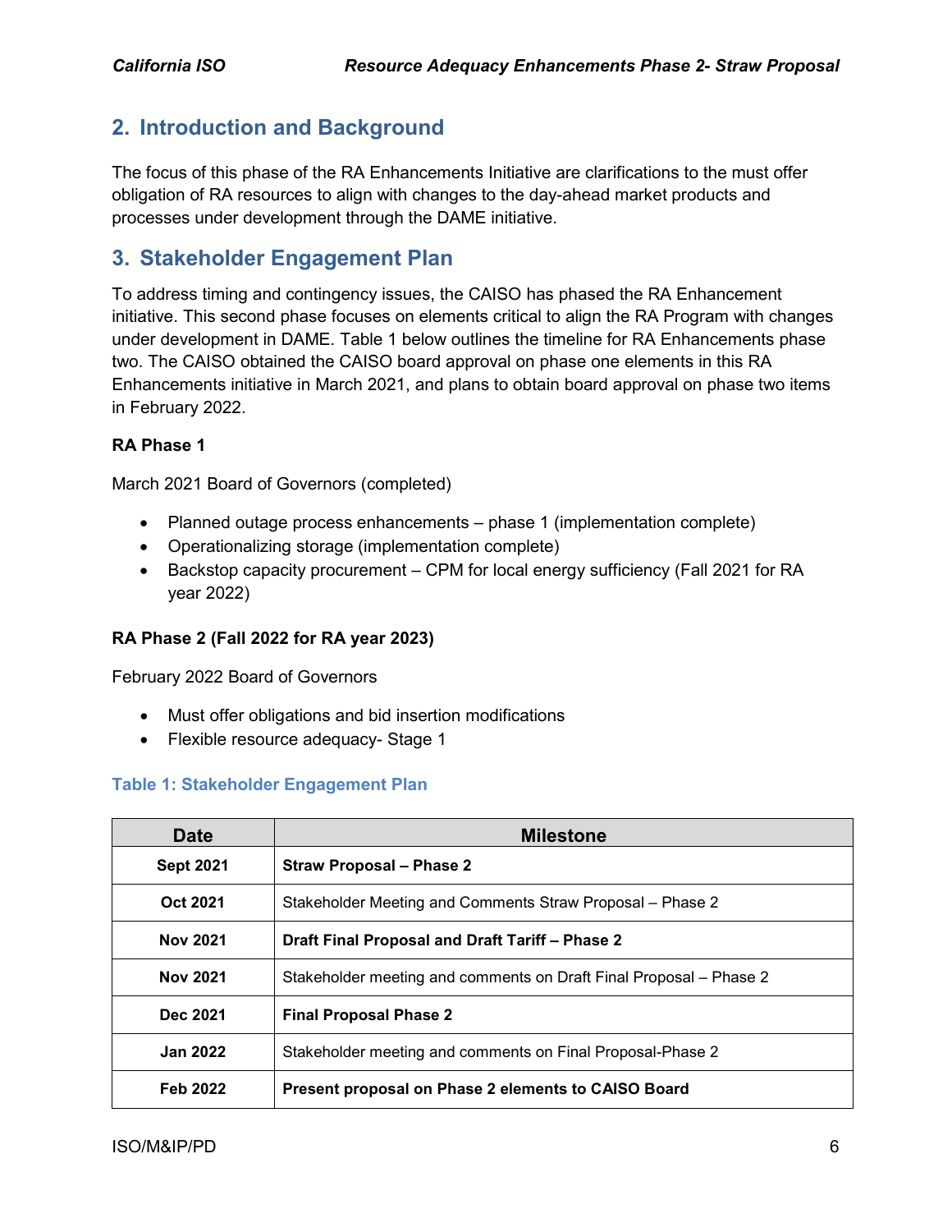## 2. Introduction and Background

The focus of this phase of the RA Enhancements Initiative are clarifications to the must offer obligation of RA resources to align with changes to the day-ahead market products and processes under development through the DAME initiative.

## 3. Stakeholder Engagement Plan

To address timing and contingency issues, the CAISO has phased the RA Enhancement initiative. This second phase focuses on elements critical to align the RA Program with changes under development in DAME. Table 1 below outlines the timeline for RA Enhancements phase two. The CAISO obtained the CAISO board approval on phase one elements in this RA Enhancements initiative in March 2021, and plans to obtain board approval on phase two items in February 2022.

**RA Phase 1**

March 2021 Board of Governors (completed)

- Planned outage process enhancements – phase 1 (implementation complete)
- Operationalizing storage (implementation complete)
- Backstop capacity procurement – CPM for local energy sufficiency (Fall 2021 for RA year 2022)

**RA Phase 2 (Fall 2022 for RA year 2023)**

February 2022 Board of Governors

- Must offer obligations and bid insertion modifications
- Flexible resource adequacy- Stage 1

**Table 1: Stakeholder Engagement Plan**

| Date | Milestone |
|---|---|
| **Sept 2021** | **Straw Proposal – Phase 2** |
| **Oct 2021** | Stakeholder Meeting and Comments Straw Proposal – Phase 2 |
| **Nov 2021** | **Draft Final Proposal and Draft Tariff – Phase 2** |
| **Nov 2021** | Stakeholder meeting and comments on Draft Final Proposal – Phase 2 |
| **Dec 2021** | **Final Proposal Phase 2** |
| **Jan 2022** | Stakeholder meeting and comments on Final Proposal-Phase 2 |
| **Feb 2022** | **Present proposal on Phase 2 elements to CAISO Board** |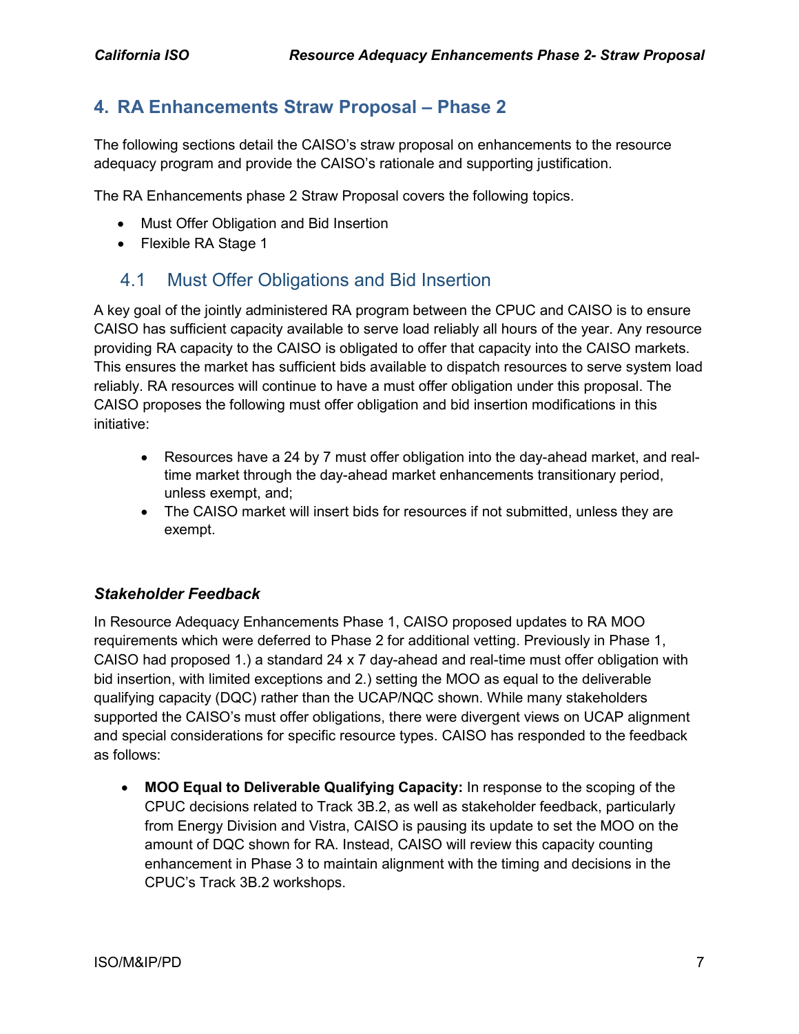## 4. RA Enhancements Straw Proposal – Phase 2

The following sections detail the CAISO's straw proposal on enhancements to the resource adequacy program and provide the CAISO's rationale and supporting justification.

The RA Enhancements phase 2 Straw Proposal covers the following topics.

- Must Offer Obligation and Bid Insertion
- Flexible RA Stage 1

### 4.1 Must Offer Obligations and Bid Insertion

A key goal of the jointly administered RA program between the CPUC and CAISO is to ensure CAISO has sufficient capacity available to serve load reliably all hours of the year. Any resource providing RA capacity to the CAISO is obligated to offer that capacity into the CAISO markets. This ensures the market has sufficient bids available to dispatch resources to serve system load reliably. RA resources will continue to have a must offer obligation under this proposal. The CAISO proposes the following must offer obligation and bid insertion modifications in this initiative:

- Resources have a 24 by 7 must offer obligation into the day-ahead market, and real-time market through the day-ahead market enhancements transitionary period, unless exempt, and;
- The CAISO market will insert bids for resources if not submitted, unless they are exempt.

#### *Stakeholder Feedback*

In Resource Adequacy Enhancements Phase 1, CAISO proposed updates to RA MOO requirements which were deferred to Phase 2 for additional vetting. Previously in Phase 1, CAISO had proposed 1.) a standard 24 x 7 day-ahead and real-time must offer obligation with bid insertion, with limited exceptions and 2.) setting the MOO as equal to the deliverable qualifying capacity (DQC) rather than the UCAP/NQC shown. While many stakeholders supported the CAISO's must offer obligations, there were divergent views on UCAP alignment and special considerations for specific resource types. CAISO has responded to the feedback as follows:

- **MOO Equal to Deliverable Qualifying Capacity:** In response to the scoping of the CPUC decisions related to Track 3B.2, as well as stakeholder feedback, particularly from Energy Division and Vistra, CAISO is pausing its update to set the MOO on the amount of DQC shown for RA. Instead, CAISO will review this capacity counting enhancement in Phase 3 to maintain alignment with the timing and decisions in the CPUC's Track 3B.2 workshops.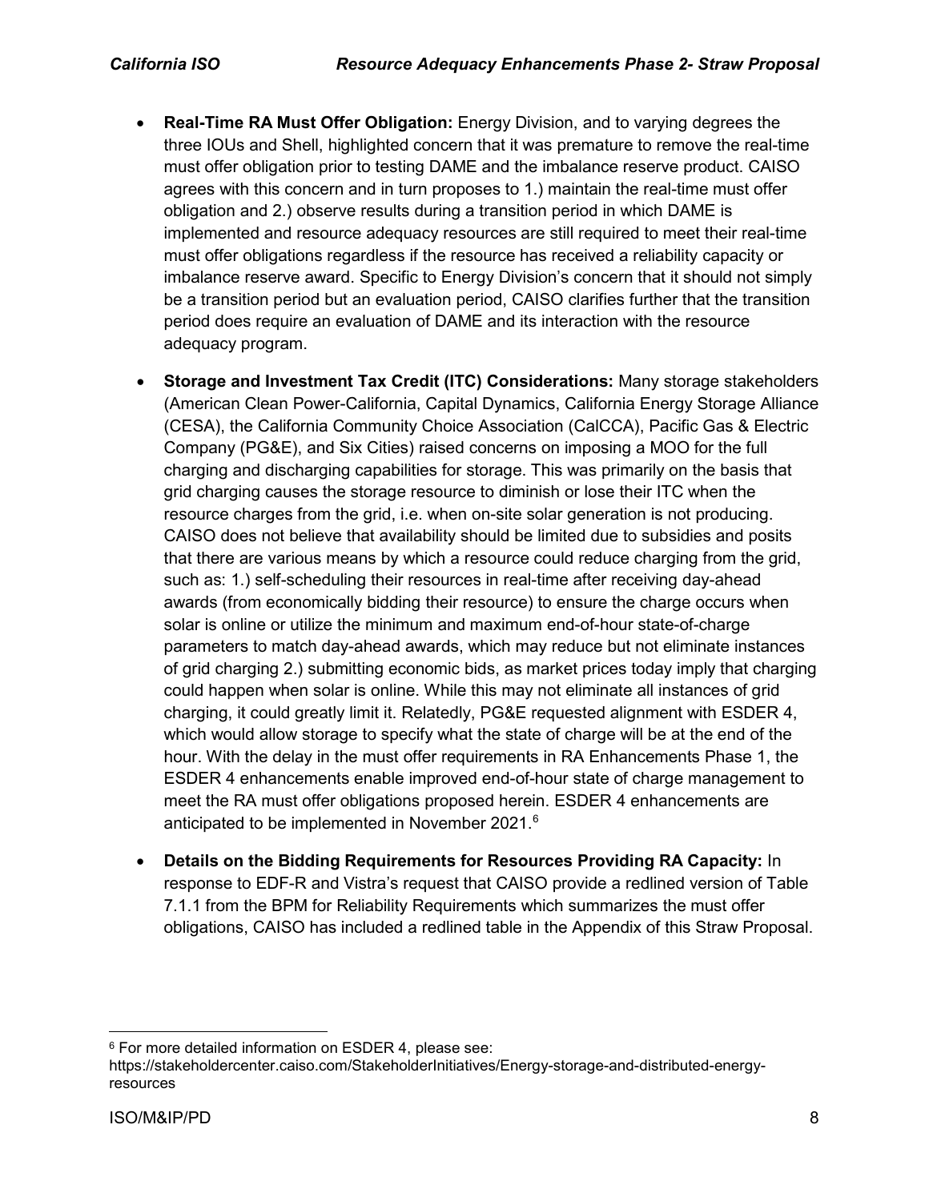- **Real-Time RA Must Offer Obligation:** Energy Division, and to varying degrees the three IOUs and Shell, highlighted concern that it was premature to remove the real-time must offer obligation prior to testing DAME and the imbalance reserve product. CAISO agrees with this concern and in turn proposes to 1.) maintain the real-time must offer obligation and 2.) observe results during a transition period in which DAME is implemented and resource adequacy resources are still required to meet their real-time must offer obligations regardless if the resource has received a reliability capacity or imbalance reserve award. Specific to Energy Division's concern that it should not simply be a transition period but an evaluation period, CAISO clarifies further that the transition period does require an evaluation of DAME and its interaction with the resource adequacy program.

- **Storage and Investment Tax Credit (ITC) Considerations:** Many storage stakeholders (American Clean Power-California, Capital Dynamics, California Energy Storage Alliance (CESA), the California Community Choice Association (CalCCA), Pacific Gas & Electric Company (PG&E), and Six Cities) raised concerns on imposing a MOO for the full charging and discharging capabilities for storage. This was primarily on the basis that grid charging causes the storage resource to diminish or lose their ITC when the resource charges from the grid, i.e. when on-site solar generation is not producing. CAISO does not believe that availability should be limited due to subsidies and posits that there are various means by which a resource could reduce charging from the grid, such as: 1.) self-scheduling their resources in real-time after receiving day-ahead awards (from economically bidding their resource) to ensure the charge occurs when solar is online or utilize the minimum and maximum end-of-hour state-of-charge parameters to match day-ahead awards, which may reduce but not eliminate instances of grid charging 2.) submitting economic bids, as market prices today imply that charging could happen when solar is online. While this may not eliminate all instances of grid charging, it could greatly limit it. Relatedly, PG&E requested alignment with ESDER 4, which would allow storage to specify what the state of charge will be at the end of the hour. With the delay in the must offer requirements in RA Enhancements Phase 1, the ESDER 4 enhancements enable improved end-of-hour state of charge management to meet the RA must offer obligations proposed herein. ESDER 4 enhancements are anticipated to be implemented in November 2021.[6]

- **Details on the Bidding Requirements for Resources Providing RA Capacity:** In response to EDF-R and Vistra's request that CAISO provide a redlined version of Table 7.1.1 from the BPM for Reliability Requirements which summarizes the must offer obligations, CAISO has included a redlined table in the Appendix of this Straw Proposal.

---

[6] For more detailed information on ESDER 4, please see: https://stakeholdercenter.caiso.com/StakeholderInitiatives/Energy-storage-and-distributed-energy-resources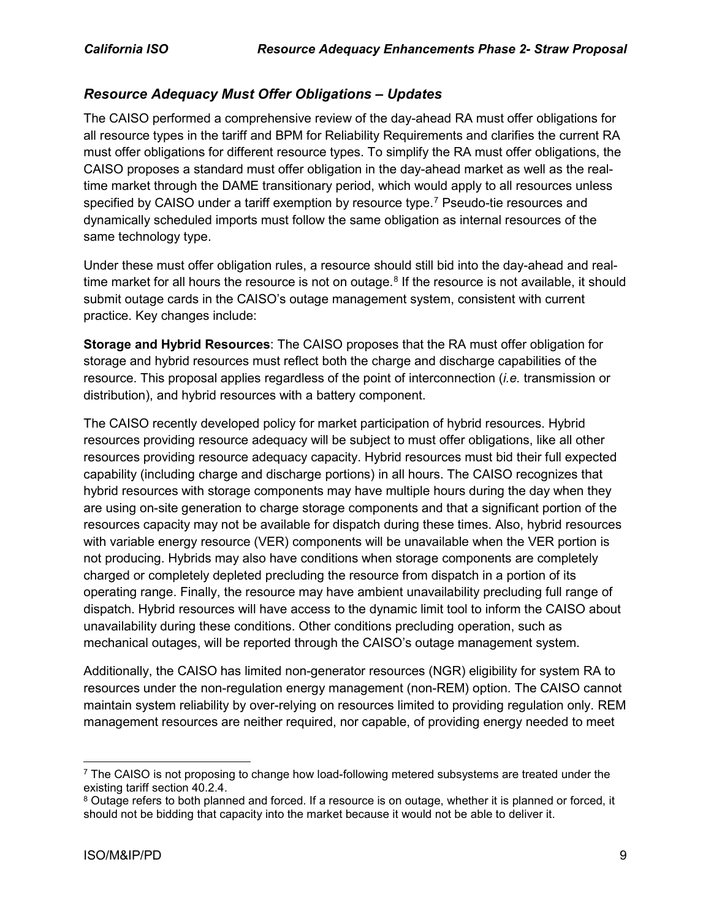### *Resource Adequacy Must Offer Obligations – Updates*

The CAISO performed a comprehensive review of the day-ahead RA must offer obligations for all resource types in the tariff and BPM for Reliability Requirements and clarifies the current RA must offer obligations for different resource types. To simplify the RA must offer obligations, the CAISO proposes a standard must offer obligation in the day-ahead market as well as the real-time market through the DAME transitionary period, which would apply to all resources unless specified by CAISO under a tariff exemption by resource type.[7] Pseudo-tie resources and dynamically scheduled imports must follow the same obligation as internal resources of the same technology type.

Under these must offer obligation rules, a resource should still bid into the day-ahead and real-time market for all hours the resource is not on outage.[8] If the resource is not available, it should submit outage cards in the CAISO's outage management system, consistent with current practice. Key changes include:

**Storage and Hybrid Resources**: The CAISO proposes that the RA must offer obligation for storage and hybrid resources must reflect both the charge and discharge capabilities of the resource. This proposal applies regardless of the point of interconnection (*i.e.* transmission or distribution), and hybrid resources with a battery component.

The CAISO recently developed policy for market participation of hybrid resources. Hybrid resources providing resource adequacy will be subject to must offer obligations, like all other resources providing resource adequacy capacity. Hybrid resources must bid their full expected capability (including charge and discharge portions) in all hours. The CAISO recognizes that hybrid resources with storage components may have multiple hours during the day when they are using on-site generation to charge storage components and that a significant portion of the resources capacity may not be available for dispatch during these times. Also, hybrid resources with variable energy resource (VER) components will be unavailable when the VER portion is not producing. Hybrids may also have conditions when storage components are completely charged or completely depleted precluding the resource from dispatch in a portion of its operating range. Finally, the resource may have ambient unavailability precluding full range of dispatch. Hybrid resources will have access to the dynamic limit tool to inform the CAISO about unavailability during these conditions. Other conditions precluding operation, such as mechanical outages, will be reported through the CAISO's outage management system.

Additionally, the CAISO has limited non-generator resources (NGR) eligibility for system RA to resources under the non-regulation energy management (non-REM) option. The CAISO cannot maintain system reliability by over-relying on resources limited to providing regulation only. REM management resources are neither required, nor capable, of providing energy needed to meet

---

[7] The CAISO is not proposing to change how load-following metered subsystems are treated under the existing tariff section 40.2.4.

[8] Outage refers to both planned and forced. If a resource is on outage, whether it is planned or forced, it should not be bidding that capacity into the market because it would not be able to deliver it.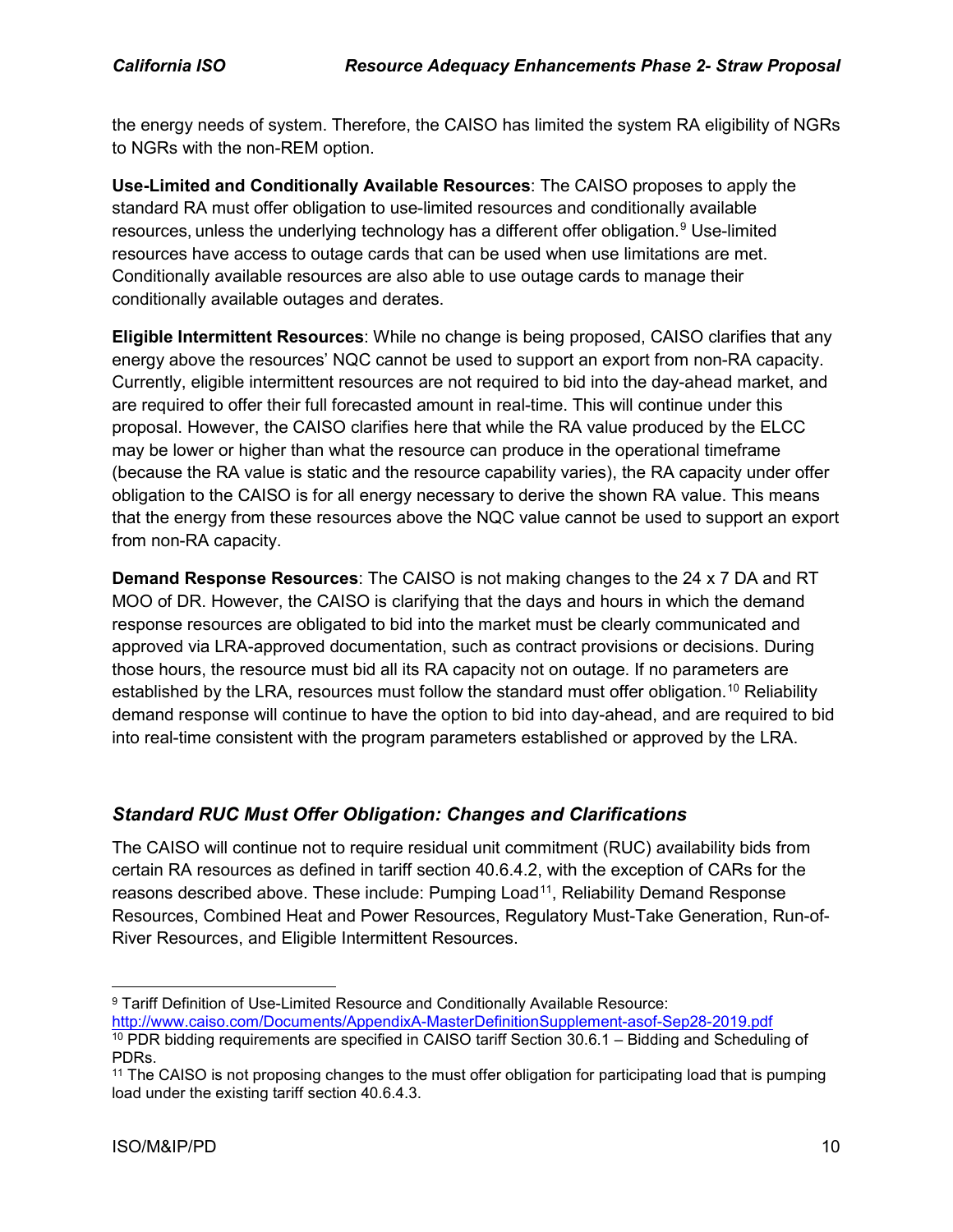the energy needs of system. Therefore, the CAISO has limited the system RA eligibility of NGRs to NGRs with the non-REM option.

**Use-Limited and Conditionally Available Resources**: The CAISO proposes to apply the standard RA must offer obligation to use-limited resources and conditionally available resources, unless the underlying technology has a different offer obligation.[9] Use-limited resources have access to outage cards that can be used when use limitations are met. Conditionally available resources are also able to use outage cards to manage their conditionally available outages and derates.

**Eligible Intermittent Resources**: While no change is being proposed, CAISO clarifies that any energy above the resources' NQC cannot be used to support an export from non-RA capacity. Currently, eligible intermittent resources are not required to bid into the day-ahead market, and are required to offer their full forecasted amount in real-time. This will continue under this proposal. However, the CAISO clarifies here that while the RA value produced by the ELCC may be lower or higher than what the resource can produce in the operational timeframe (because the RA value is static and the resource capability varies), the RA capacity under offer obligation to the CAISO is for all energy necessary to derive the shown RA value. This means that the energy from these resources above the NQC value cannot be used to support an export from non-RA capacity.

**Demand Response Resources**: The CAISO is not making changes to the 24 x 7 DA and RT MOO of DR. However, the CAISO is clarifying that the days and hours in which the demand response resources are obligated to bid into the market must be clearly communicated and approved via LRA-approved documentation, such as contract provisions or decisions. During those hours, the resource must bid all its RA capacity not on outage. If no parameters are established by the LRA, resources must follow the standard must offer obligation.[10] Reliability demand response will continue to have the option to bid into day-ahead, and are required to bid into real-time consistent with the program parameters established or approved by the LRA.

### *Standard RUC Must Offer Obligation: Changes and Clarifications*

The CAISO will continue not to require residual unit commitment (RUC) availability bids from certain RA resources as defined in tariff section 40.6.4.2, with the exception of CARs for the reasons described above. These include: Pumping Load[11], Reliability Demand Response Resources, Combined Heat and Power Resources, Regulatory Must-Take Generation, Run-of-River Resources, and Eligible Intermittent Resources.

---

[9] Tariff Definition of Use-Limited Resource and Conditionally Available Resource: http://www.caiso.com/Documents/AppendixA-MasterDefinitionSupplement-asof-Sep28-2019.pdf

[10] PDR bidding requirements are specified in CAISO tariff Section 30.6.1 – Bidding and Scheduling of PDRs.

[11] The CAISO is not proposing changes to the must offer obligation for participating load that is pumping load under the existing tariff section 40.6.4.3.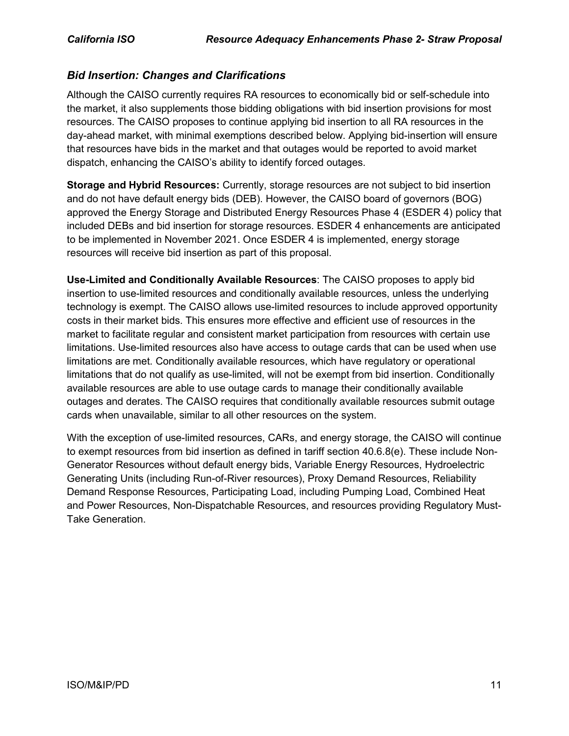## *Bid Insertion: Changes and Clarifications*

Although the CAISO currently requires RA resources to economically bid or self-schedule into the market, it also supplements those bidding obligations with bid insertion provisions for most resources. The CAISO proposes to continue applying bid insertion to all RA resources in the day-ahead market, with minimal exemptions described below. Applying bid-insertion will ensure that resources have bids in the market and that outages would be reported to avoid market dispatch, enhancing the CAISO's ability to identify forced outages.

**Storage and Hybrid Resources:** Currently, storage resources are not subject to bid insertion and do not have default energy bids (DEB). However, the CAISO board of governors (BOG) approved the Energy Storage and Distributed Energy Resources Phase 4 (ESDER 4) policy that included DEBs and bid insertion for storage resources. ESDER 4 enhancements are anticipated to be implemented in November 2021. Once ESDER 4 is implemented, energy storage resources will receive bid insertion as part of this proposal.

**Use-Limited and Conditionally Available Resources**: The CAISO proposes to apply bid insertion to use-limited resources and conditionally available resources, unless the underlying technology is exempt. The CAISO allows use-limited resources to include approved opportunity costs in their market bids. This ensures more effective and efficient use of resources in the market to facilitate regular and consistent market participation from resources with certain use limitations. Use-limited resources also have access to outage cards that can be used when use limitations are met. Conditionally available resources, which have regulatory or operational limitations that do not qualify as use-limited, will not be exempt from bid insertion. Conditionally available resources are able to use outage cards to manage their conditionally available outages and derates. The CAISO requires that conditionally available resources submit outage cards when unavailable, similar to all other resources on the system.

With the exception of use-limited resources, CARs, and energy storage, the CAISO will continue to exempt resources from bid insertion as defined in tariff section 40.6.8(e). These include Non-Generator Resources without default energy bids, Variable Energy Resources, Hydroelectric Generating Units (including Run-of-River resources), Proxy Demand Resources, Reliability Demand Response Resources, Participating Load, including Pumping Load, Combined Heat and Power Resources, Non-Dispatchable Resources, and resources providing Regulatory Must-Take Generation.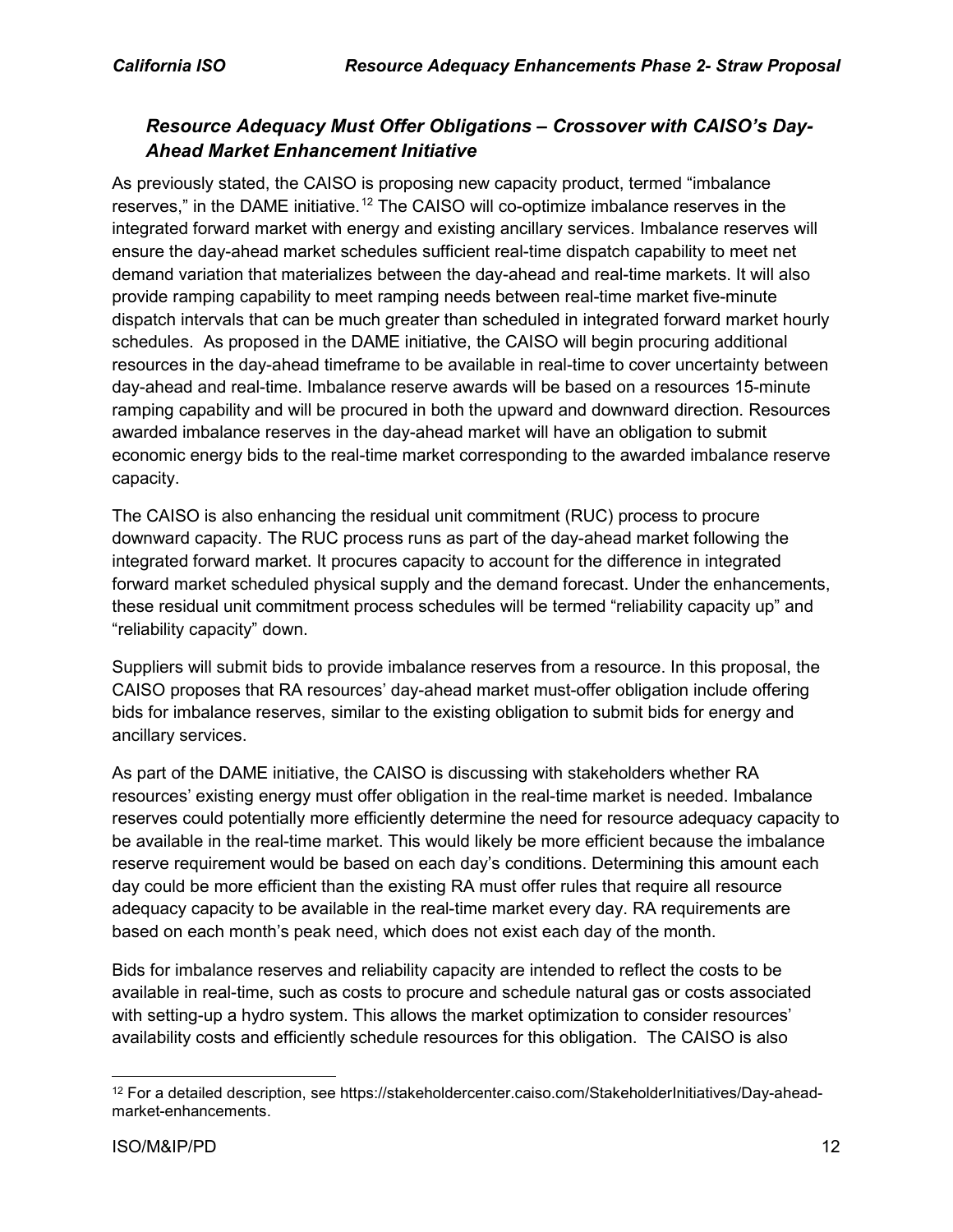### *Resource Adequacy Must Offer Obligations – Crossover with CAISO's Day-Ahead Market Enhancement Initiative*

As previously stated, the CAISO is proposing new capacity product, termed "imbalance reserves," in the DAME initiative.[12] The CAISO will co-optimize imbalance reserves in the integrated forward market with energy and existing ancillary services. Imbalance reserves will ensure the day-ahead market schedules sufficient real-time dispatch capability to meet net demand variation that materializes between the day-ahead and real-time markets. It will also provide ramping capability to meet ramping needs between real-time market five-minute dispatch intervals that can be much greater than scheduled in integrated forward market hourly schedules. As proposed in the DAME initiative, the CAISO will begin procuring additional resources in the day-ahead timeframe to be available in real-time to cover uncertainty between day-ahead and real-time. Imbalance reserve awards will be based on a resources 15-minute ramping capability and will be procured in both the upward and downward direction. Resources awarded imbalance reserves in the day-ahead market will have an obligation to submit economic energy bids to the real-time market corresponding to the awarded imbalance reserve capacity.

The CAISO is also enhancing the residual unit commitment (RUC) process to procure downward capacity. The RUC process runs as part of the day-ahead market following the integrated forward market. It procures capacity to account for the difference in integrated forward market scheduled physical supply and the demand forecast. Under the enhancements, these residual unit commitment process schedules will be termed "reliability capacity up" and "reliability capacity" down.

Suppliers will submit bids to provide imbalance reserves from a resource. In this proposal, the CAISO proposes that RA resources' day-ahead market must-offer obligation include offering bids for imbalance reserves, similar to the existing obligation to submit bids for energy and ancillary services.

As part of the DAME initiative, the CAISO is discussing with stakeholders whether RA resources' existing energy must offer obligation in the real-time market is needed. Imbalance reserves could potentially more efficiently determine the need for resource adequacy capacity to be available in the real-time market. This would likely be more efficient because the imbalance reserve requirement would be based on each day's conditions. Determining this amount each day could be more efficient than the existing RA must offer rules that require all resource adequacy capacity to be available in the real-time market every day. RA requirements are based on each month's peak need, which does not exist each day of the month.

Bids for imbalance reserves and reliability capacity are intended to reflect the costs to be available in real-time, such as costs to procure and schedule natural gas or costs associated with setting-up a hydro system. This allows the market optimization to consider resources' availability costs and efficiently schedule resources for this obligation. The CAISO is also

[12] For a detailed description, see https://stakeholdercenter.caiso.com/StakeholderInitiatives/Day-ahead-market-enhancements.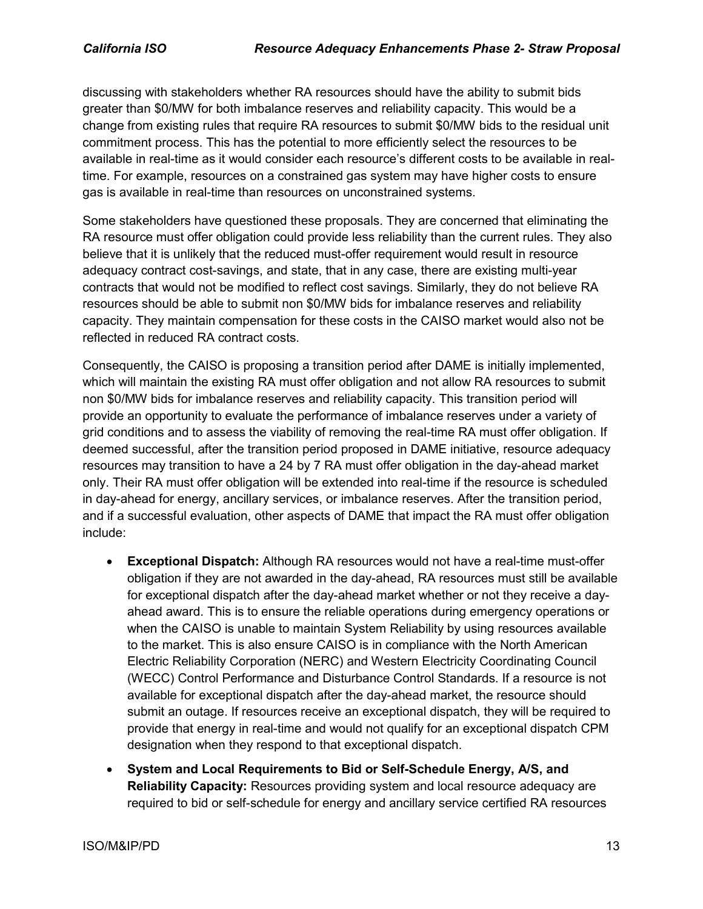discussing with stakeholders whether RA resources should have the ability to submit bids greater than $0/MW for both imbalance reserves and reliability capacity. This would be a change from existing rules that require RA resources to submit $0/MW bids to the residual unit commitment process. This has the potential to more efficiently select the resources to be available in real-time as it would consider each resource's different costs to be available in real-time. For example, resources on a constrained gas system may have higher costs to ensure gas is available in real-time than resources on unconstrained systems.

Some stakeholders have questioned these proposals. They are concerned that eliminating the RA resource must offer obligation could provide less reliability than the current rules. They also believe that it is unlikely that the reduced must-offer requirement would result in resource adequacy contract cost-savings, and state, that in any case, there are existing multi-year contracts that would not be modified to reflect cost savings. Similarly, they do not believe RA resources should be able to submit non $0/MW bids for imbalance reserves and reliability capacity. They maintain compensation for these costs in the CAISO market would also not be reflected in reduced RA contract costs.

Consequently, the CAISO is proposing a transition period after DAME is initially implemented, which will maintain the existing RA must offer obligation and not allow RA resources to submit non $0/MW bids for imbalance reserves and reliability capacity. This transition period will provide an opportunity to evaluate the performance of imbalance reserves under a variety of grid conditions and to assess the viability of removing the real-time RA must offer obligation. If deemed successful, after the transition period proposed in DAME initiative, resource adequacy resources may transition to have a 24 by 7 RA must offer obligation in the day-ahead market only. Their RA must offer obligation will be extended into real-time if the resource is scheduled in day-ahead for energy, ancillary services, or imbalance reserves. After the transition period, and if a successful evaluation, other aspects of DAME that impact the RA must offer obligation include:

- **Exceptional Dispatch:** Although RA resources would not have a real-time must-offer obligation if they are not awarded in the day-ahead, RA resources must still be available for exceptional dispatch after the day-ahead market whether or not they receive a day-ahead award. This is to ensure the reliable operations during emergency operations or when the CAISO is unable to maintain System Reliability by using resources available to the market. This is also ensure CAISO is in compliance with the North American Electric Reliability Corporation (NERC) and Western Electricity Coordinating Council (WECC) Control Performance and Disturbance Control Standards. If a resource is not available for exceptional dispatch after the day-ahead market, the resource should submit an outage. If resources receive an exceptional dispatch, they will be required to provide that energy in real-time and would not qualify for an exceptional dispatch CPM designation when they respond to that exceptional dispatch.
- **System and Local Requirements to Bid or Self-Schedule Energy, A/S, and Reliability Capacity:** Resources providing system and local resource adequacy are required to bid or self-schedule for energy and ancillary service certified RA resources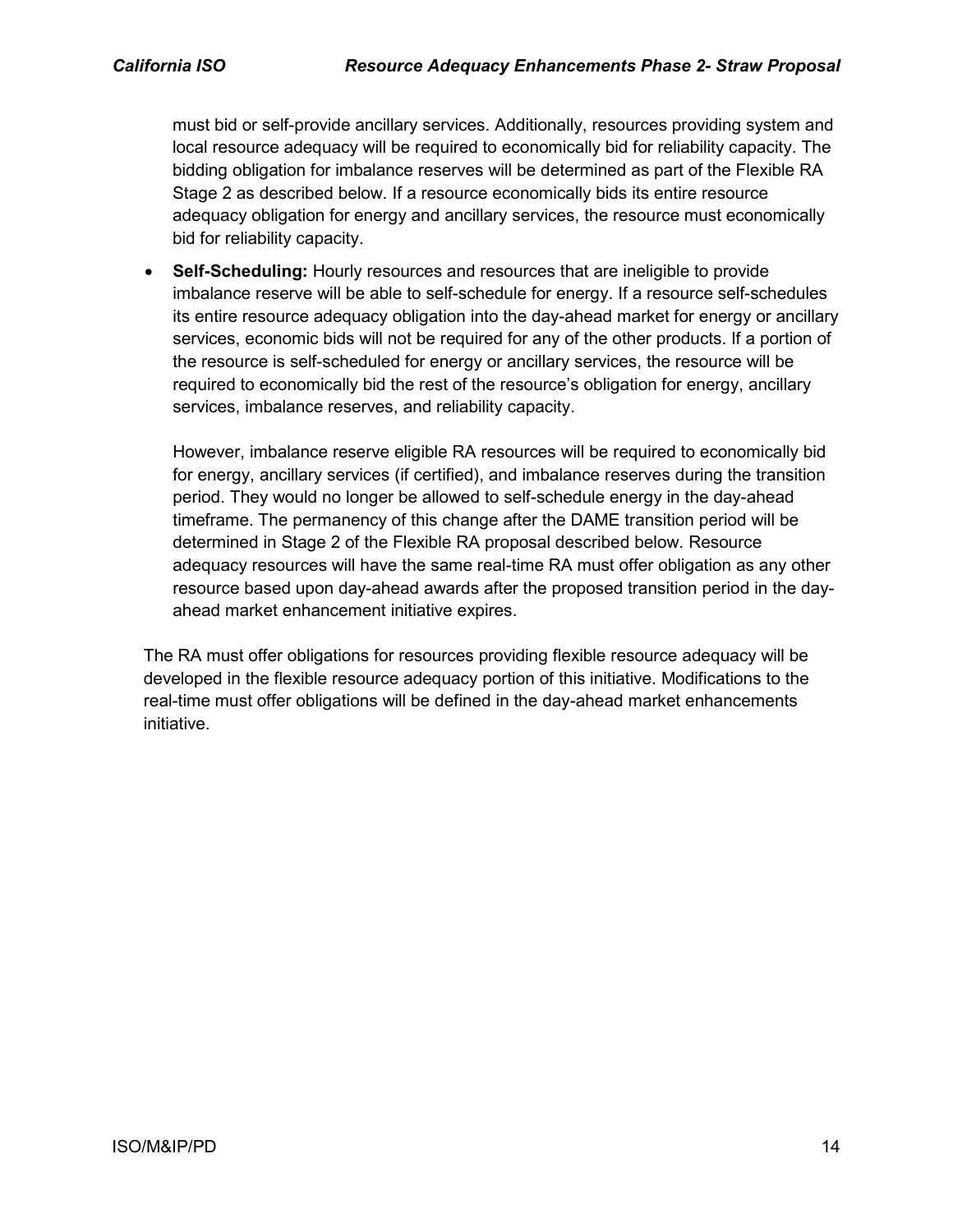must bid or self-provide ancillary services. Additionally, resources providing system and local resource adequacy will be required to economically bid for reliability capacity. The bidding obligation for imbalance reserves will be determined as part of the Flexible RA Stage 2 as described below. If a resource economically bids its entire resource adequacy obligation for energy and ancillary services, the resource must economically bid for reliability capacity.

- **Self-Scheduling:** Hourly resources and resources that are ineligible to provide imbalance reserve will be able to self-schedule for energy. If a resource self-schedules its entire resource adequacy obligation into the day-ahead market for energy or ancillary services, economic bids will not be required for any of the other products. If a portion of the resource is self-scheduled for energy or ancillary services, the resource will be required to economically bid the rest of the resource's obligation for energy, ancillary services, imbalance reserves, and reliability capacity.

  However, imbalance reserve eligible RA resources will be required to economically bid for energy, ancillary services (if certified), and imbalance reserves during the transition period. They would no longer be allowed to self-schedule energy in the day-ahead timeframe. The permanency of this change after the DAME transition period will be determined in Stage 2 of the Flexible RA proposal described below. Resource adequacy resources will have the same real-time RA must offer obligation as any other resource based upon day-ahead awards after the proposed transition period in the day-ahead market enhancement initiative expires.

The RA must offer obligations for resources providing flexible resource adequacy will be developed in the flexible resource adequacy portion of this initiative. Modifications to the real-time must offer obligations will be defined in the day-ahead market enhancements initiative.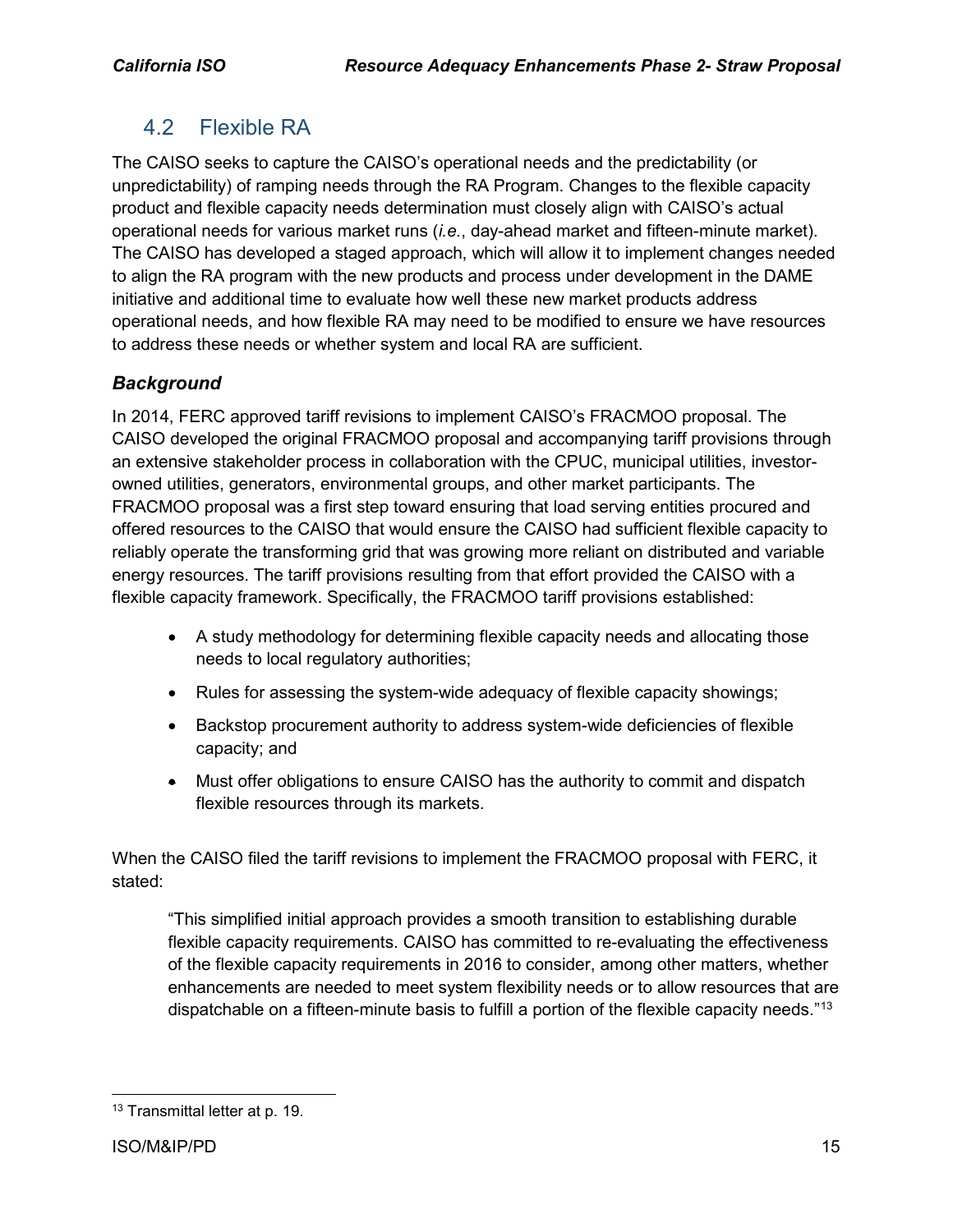## 4.2 Flexible RA

The CAISO seeks to capture the CAISO's operational needs and the predictability (or unpredictability) of ramping needs through the RA Program. Changes to the flexible capacity product and flexible capacity needs determination must closely align with CAISO's actual operational needs for various market runs (*i.e.*, day-ahead market and fifteen-minute market). The CAISO has developed a staged approach, which will allow it to implement changes needed to align the RA program with the new products and process under development in the DAME initiative and additional time to evaluate how well these new market products address operational needs, and how flexible RA may need to be modified to ensure we have resources to address these needs or whether system and local RA are sufficient.

### *Background*

In 2014, FERC approved tariff revisions to implement CAISO's FRACMOO proposal. The CAISO developed the original FRACMOO proposal and accompanying tariff provisions through an extensive stakeholder process in collaboration with the CPUC, municipal utilities, investor-owned utilities, generators, environmental groups, and other market participants. The FRACMOO proposal was a first step toward ensuring that load serving entities procured and offered resources to the CAISO that would ensure the CAISO had sufficient flexible capacity to reliably operate the transforming grid that was growing more reliant on distributed and variable energy resources. The tariff provisions resulting from that effort provided the CAISO with a flexible capacity framework. Specifically, the FRACMOO tariff provisions established:

- A study methodology for determining flexible capacity needs and allocating those needs to local regulatory authorities;
- Rules for assessing the system-wide adequacy of flexible capacity showings;
- Backstop procurement authority to address system-wide deficiencies of flexible capacity; and
- Must offer obligations to ensure CAISO has the authority to commit and dispatch flexible resources through its markets.

When the CAISO filed the tariff revisions to implement the FRACMOO proposal with FERC, it stated:

> "This simplified initial approach provides a smooth transition to establishing durable flexible capacity requirements. CAISO has committed to re-evaluating the effectiveness of the flexible capacity requirements in 2016 to consider, among other matters, whether enhancements are needed to meet system flexibility needs or to allow resources that are dispatchable on a fifteen-minute basis to fulfill a portion of the flexible capacity needs."[13]

[13] Transmittal letter at p. 19.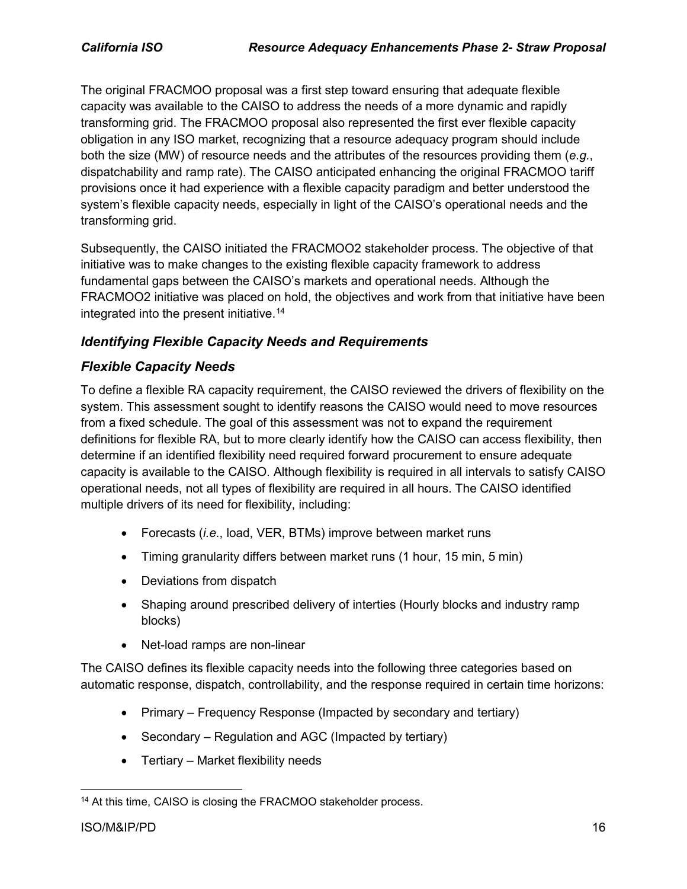The original FRACMOO proposal was a first step toward ensuring that adequate flexible capacity was available to the CAISO to address the needs of a more dynamic and rapidly transforming grid. The FRACMOO proposal also represented the first ever flexible capacity obligation in any ISO market, recognizing that a resource adequacy program should include both the size (MW) of resource needs and the attributes of the resources providing them (*e.g.*, dispatchability and ramp rate). The CAISO anticipated enhancing the original FRACMOO tariff provisions once it had experience with a flexible capacity paradigm and better understood the system's flexible capacity needs, especially in light of the CAISO's operational needs and the transforming grid.

Subsequently, the CAISO initiated the FRACMOO2 stakeholder process. The objective of that initiative was to make changes to the existing flexible capacity framework to address fundamental gaps between the CAISO's markets and operational needs. Although the FRACMOO2 initiative was placed on hold, the objectives and work from that initiative have been integrated into the present initiative.[14]

### *Identifying Flexible Capacity Needs and Requirements*

### *Flexible Capacity Needs*

To define a flexible RA capacity requirement, the CAISO reviewed the drivers of flexibility on the system. This assessment sought to identify reasons the CAISO would need to move resources from a fixed schedule. The goal of this assessment was not to expand the requirement definitions for flexible RA, but to more clearly identify how the CAISO can access flexibility, then determine if an identified flexibility need required forward procurement to ensure adequate capacity is available to the CAISO. Although flexibility is required in all intervals to satisfy CAISO operational needs, not all types of flexibility are required in all hours. The CAISO identified multiple drivers of its need for flexibility, including:

- Forecasts (*i.e.*, load, VER, BTMs) improve between market runs
- Timing granularity differs between market runs (1 hour, 15 min, 5 min)
- Deviations from dispatch
- Shaping around prescribed delivery of interties (Hourly blocks and industry ramp blocks)
- Net-load ramps are non-linear

The CAISO defines its flexible capacity needs into the following three categories based on automatic response, dispatch, controllability, and the response required in certain time horizons:

- Primary – Frequency Response (Impacted by secondary and tertiary)
- Secondary – Regulation and AGC (Impacted by tertiary)
- Tertiary – Market flexibility needs

[14] At this time, CAISO is closing the FRACMOO stakeholder process.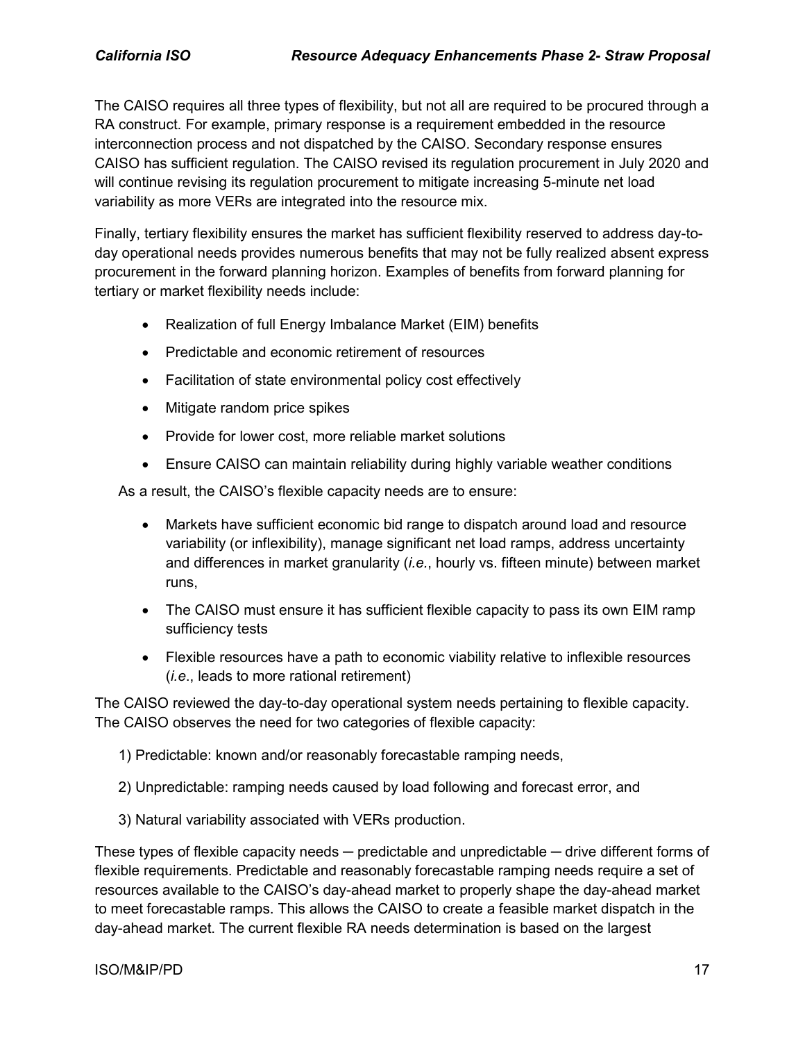The CAISO requires all three types of flexibility, but not all are required to be procured through a RA construct. For example, primary response is a requirement embedded in the resource interconnection process and not dispatched by the CAISO. Secondary response ensures CAISO has sufficient regulation. The CAISO revised its regulation procurement in July 2020 and will continue revising its regulation procurement to mitigate increasing 5-minute net load variability as more VERs are integrated into the resource mix.

Finally, tertiary flexibility ensures the market has sufficient flexibility reserved to address day-to-day operational needs provides numerous benefits that may not be fully realized absent express procurement in the forward planning horizon. Examples of benefits from forward planning for tertiary or market flexibility needs include:

- Realization of full Energy Imbalance Market (EIM) benefits
- Predictable and economic retirement of resources
- Facilitation of state environmental policy cost effectively
- Mitigate random price spikes
- Provide for lower cost, more reliable market solutions
- Ensure CAISO can maintain reliability during highly variable weather conditions

As a result, the CAISO's flexible capacity needs are to ensure:

- Markets have sufficient economic bid range to dispatch around load and resource variability (or inflexibility), manage significant net load ramps, address uncertainty and differences in market granularity (*i.e.*, hourly vs. fifteen minute) between market runs,
- The CAISO must ensure it has sufficient flexible capacity to pass its own EIM ramp sufficiency tests
- Flexible resources have a path to economic viability relative to inflexible resources (*i.e*., leads to more rational retirement)

The CAISO reviewed the day-to-day operational system needs pertaining to flexible capacity. The CAISO observes the need for two categories of flexible capacity:

1) Predictable: known and/or reasonably forecastable ramping needs,

2) Unpredictable: ramping needs caused by load following and forecast error, and

3) Natural variability associated with VERs production.

These types of flexible capacity needs ─ predictable and unpredictable ─ drive different forms of flexible requirements. Predictable and reasonably forecastable ramping needs require a set of resources available to the CAISO's day-ahead market to properly shape the day-ahead market to meet forecastable ramps. This allows the CAISO to create a feasible market dispatch in the day-ahead market. The current flexible RA needs determination is based on the largest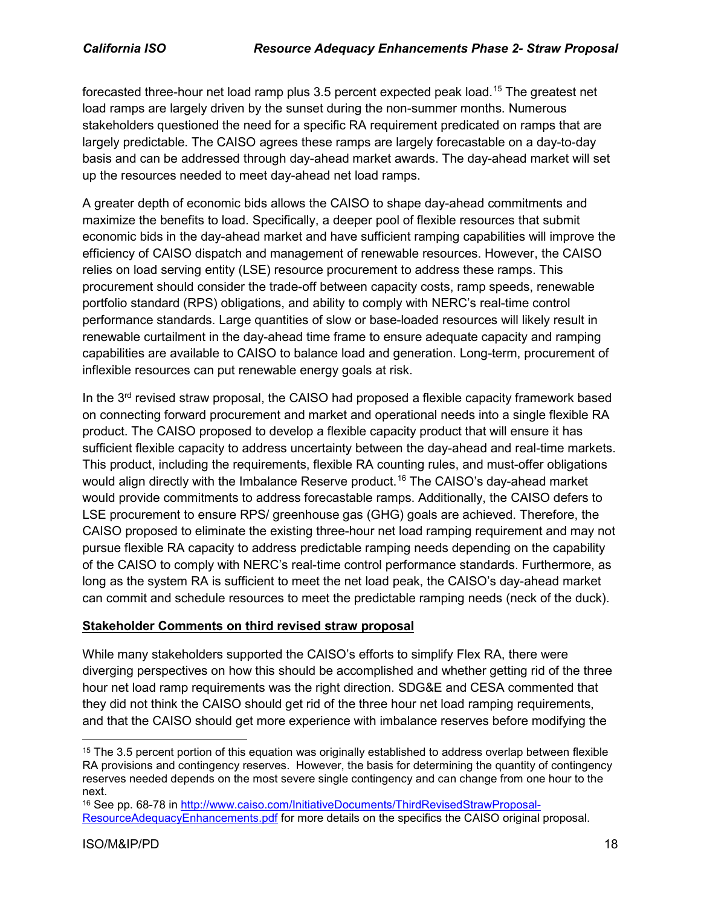forecasted three-hour net load ramp plus 3.5 percent expected peak load.[15] The greatest net load ramps are largely driven by the sunset during the non-summer months. Numerous stakeholders questioned the need for a specific RA requirement predicated on ramps that are largely predictable. The CAISO agrees these ramps are largely forecastable on a day-to-day basis and can be addressed through day-ahead market awards. The day-ahead market will set up the resources needed to meet day-ahead net load ramps.

A greater depth of economic bids allows the CAISO to shape day-ahead commitments and maximize the benefits to load. Specifically, a deeper pool of flexible resources that submit economic bids in the day-ahead market and have sufficient ramping capabilities will improve the efficiency of CAISO dispatch and management of renewable resources. However, the CAISO relies on load serving entity (LSE) resource procurement to address these ramps. This procurement should consider the trade-off between capacity costs, ramp speeds, renewable portfolio standard (RPS) obligations, and ability to comply with NERC's real-time control performance standards. Large quantities of slow or base-loaded resources will likely result in renewable curtailment in the day-ahead time frame to ensure adequate capacity and ramping capabilities are available to CAISO to balance load and generation. Long-term, procurement of inflexible resources can put renewable energy goals at risk.

In the 3rd revised straw proposal, the CAISO had proposed a flexible capacity framework based on connecting forward procurement and market and operational needs into a single flexible RA product. The CAISO proposed to develop a flexible capacity product that will ensure it has sufficient flexible capacity to address uncertainty between the day-ahead and real-time markets. This product, including the requirements, flexible RA counting rules, and must-offer obligations would align directly with the Imbalance Reserve product.[16] The CAISO's day-ahead market would provide commitments to address forecastable ramps. Additionally, the CAISO defers to LSE procurement to ensure RPS/ greenhouse gas (GHG) goals are achieved. Therefore, the CAISO proposed to eliminate the existing three-hour net load ramping requirement and may not pursue flexible RA capacity to address predictable ramping needs depending on the capability of the CAISO to comply with NERC's real-time control performance standards. Furthermore, as long as the system RA is sufficient to meet the net load peak, the CAISO's day-ahead market can commit and schedule resources to meet the predictable ramping needs (neck of the duck).

**Stakeholder Comments on third revised straw proposal**

While many stakeholders supported the CAISO's efforts to simplify Flex RA, there were diverging perspectives on how this should be accomplished and whether getting rid of the three hour net load ramp requirements was the right direction. SDG&E and CESA commented that they did not think the CAISO should get rid of the three hour net load ramping requirements, and that the CAISO should get more experience with imbalance reserves before modifying the

---

[15] The 3.5 percent portion of this equation was originally established to address overlap between flexible RA provisions and contingency reserves. However, the basis for determining the quantity of contingency reserves needed depends on the most severe single contingency and can change from one hour to the next.

[16] See pp. 68-78 in http://www.caiso.com/InitiativeDocuments/ThirdRevisedStrawProposal-ResourceAdequacyEnhancements.pdf for more details on the specifics the CAISO original proposal.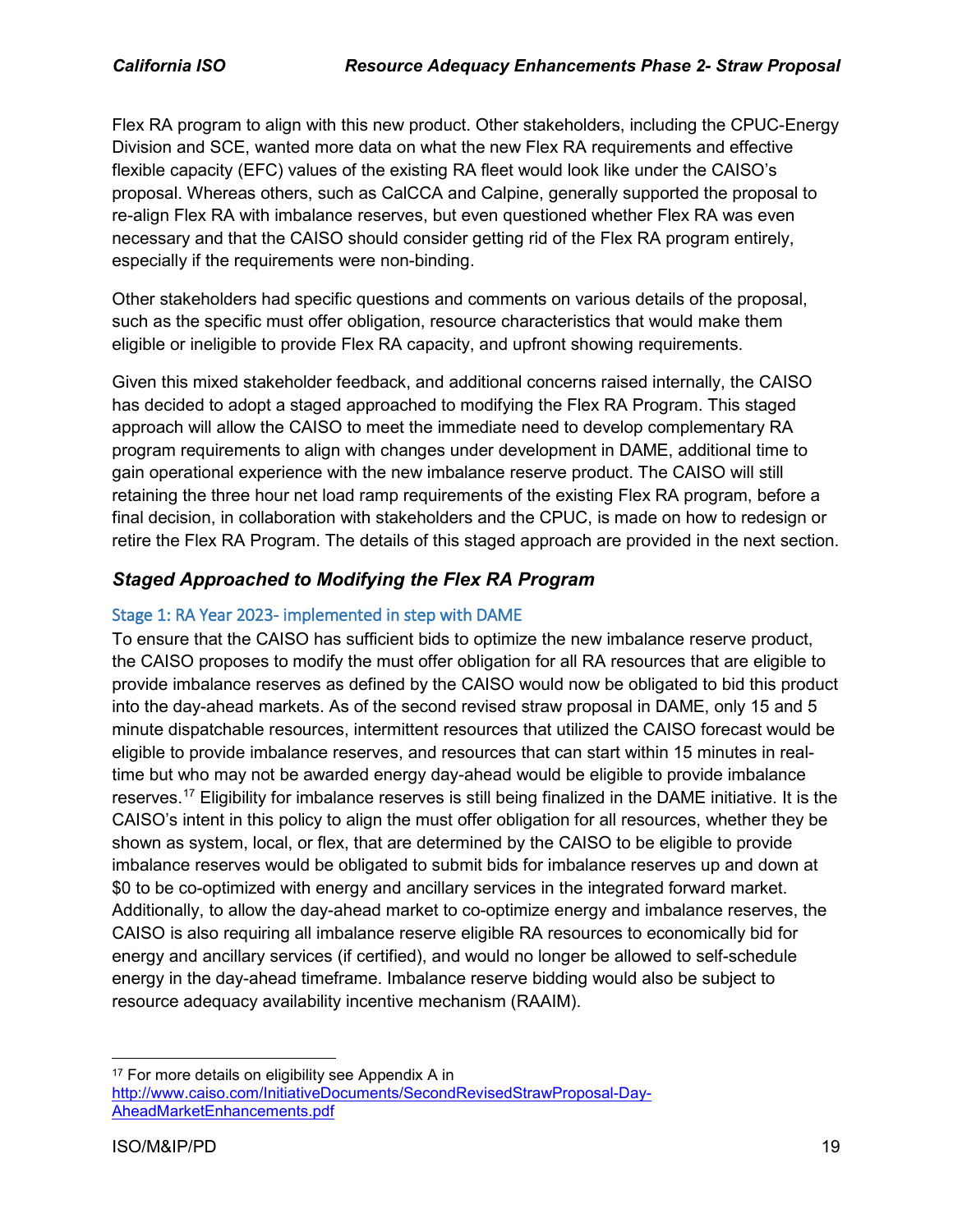Flex RA program to align with this new product. Other stakeholders, including the CPUC-Energy Division and SCE, wanted more data on what the new Flex RA requirements and effective flexible capacity (EFC) values of the existing RA fleet would look like under the CAISO's proposal. Whereas others, such as CalCCA and Calpine, generally supported the proposal to re-align Flex RA with imbalance reserves, but even questioned whether Flex RA was even necessary and that the CAISO should consider getting rid of the Flex RA program entirely, especially if the requirements were non-binding.

Other stakeholders had specific questions and comments on various details of the proposal, such as the specific must offer obligation, resource characteristics that would make them eligible or ineligible to provide Flex RA capacity, and upfront showing requirements.

Given this mixed stakeholder feedback, and additional concerns raised internally, the CAISO has decided to adopt a staged approached to modifying the Flex RA Program. This staged approach will allow the CAISO to meet the immediate need to develop complementary RA program requirements to align with changes under development in DAME, additional time to gain operational experience with the new imbalance reserve product. The CAISO will still retaining the three hour net load ramp requirements of the existing Flex RA program, before a final decision, in collaboration with stakeholders and the CPUC, is made on how to redesign or retire the Flex RA Program. The details of this staged approach are provided in the next section.

## *Staged Approached to Modifying the Flex RA Program*

### Stage 1: RA Year 2023- implemented in step with DAME

To ensure that the CAISO has sufficient bids to optimize the new imbalance reserve product, the CAISO proposes to modify the must offer obligation for all RA resources that are eligible to provide imbalance reserves as defined by the CAISO would now be obligated to bid this product into the day-ahead markets. As of the second revised straw proposal in DAME, only 15 and 5 minute dispatchable resources, intermittent resources that utilized the CAISO forecast would be eligible to provide imbalance reserves, and resources that can start within 15 minutes in real-time but who may not be awarded energy day-ahead would be eligible to provide imbalance reserves.[17] Eligibility for imbalance reserves is still being finalized in the DAME initiative. It is the CAISO's intent in this policy to align the must offer obligation for all resources, whether they be shown as system, local, or flex, that are determined by the CAISO to be eligible to provide imbalance reserves would be obligated to submit bids for imbalance reserves up and down at $0 to be co-optimized with energy and ancillary services in the integrated forward market. Additionally, to allow the day-ahead market to co-optimize energy and imbalance reserves, the CAISO is also requiring all imbalance reserve eligible RA resources to economically bid for energy and ancillary services (if certified), and would no longer be allowed to self-schedule energy in the day-ahead timeframe. Imbalance reserve bidding would also be subject to resource adequacy availability incentive mechanism (RAAIM).

---

[17] For more details on eligibility see Appendix A in http://www.caiso.com/InitiativeDocuments/SecondRevisedStrawProposal-Day-AheadMarketEnhancements.pdf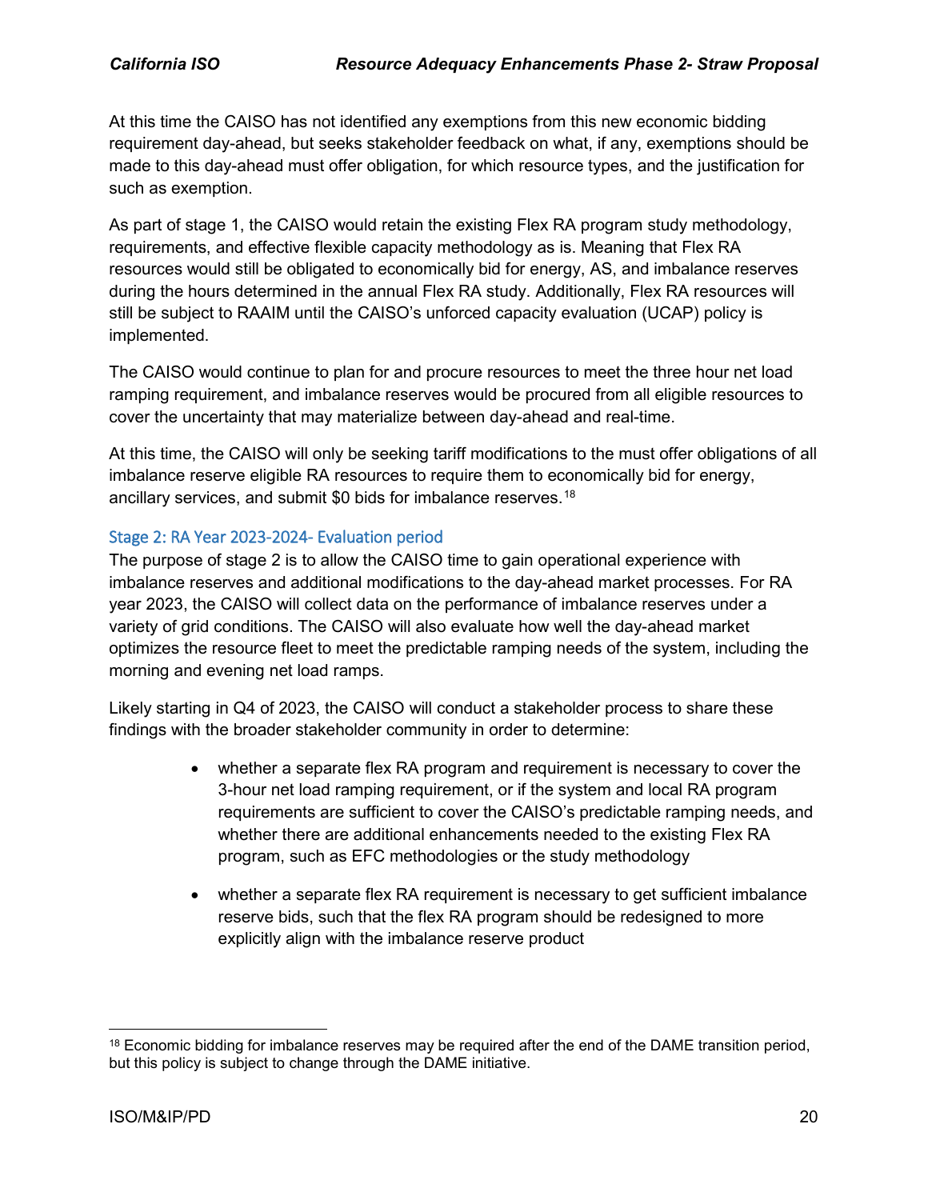At this time the CAISO has not identified any exemptions from this new economic bidding requirement day-ahead, but seeks stakeholder feedback on what, if any, exemptions should be made to this day-ahead must offer obligation, for which resource types, and the justification for such as exemption.

As part of stage 1, the CAISO would retain the existing Flex RA program study methodology, requirements, and effective flexible capacity methodology as is. Meaning that Flex RA resources would still be obligated to economically bid for energy, AS, and imbalance reserves during the hours determined in the annual Flex RA study. Additionally, Flex RA resources will still be subject to RAAIM until the CAISO's unforced capacity evaluation (UCAP) policy is implemented.

The CAISO would continue to plan for and procure resources to meet the three hour net load ramping requirement, and imbalance reserves would be procured from all eligible resources to cover the uncertainty that may materialize between day-ahead and real-time.

At this time, the CAISO will only be seeking tariff modifications to the must offer obligations of all imbalance reserve eligible RA resources to require them to economically bid for energy, ancillary services, and submit $0 bids for imbalance reserves.[18]

### Stage 2: RA Year 2023-2024- Evaluation period

The purpose of stage 2 is to allow the CAISO time to gain operational experience with imbalance reserves and additional modifications to the day-ahead market processes. For RA year 2023, the CAISO will collect data on the performance of imbalance reserves under a variety of grid conditions. The CAISO will also evaluate how well the day-ahead market optimizes the resource fleet to meet the predictable ramping needs of the system, including the morning and evening net load ramps.

Likely starting in Q4 of 2023, the CAISO will conduct a stakeholder process to share these findings with the broader stakeholder community in order to determine:

- whether a separate flex RA program and requirement is necessary to cover the 3-hour net load ramping requirement, or if the system and local RA program requirements are sufficient to cover the CAISO's predictable ramping needs, and whether there are additional enhancements needed to the existing Flex RA program, such as EFC methodologies or the study methodology
- whether a separate flex RA requirement is necessary to get sufficient imbalance reserve bids, such that the flex RA program should be redesigned to more explicitly align with the imbalance reserve product

[18] Economic bidding for imbalance reserves may be required after the end of the DAME transition period, but this policy is subject to change through the DAME initiative.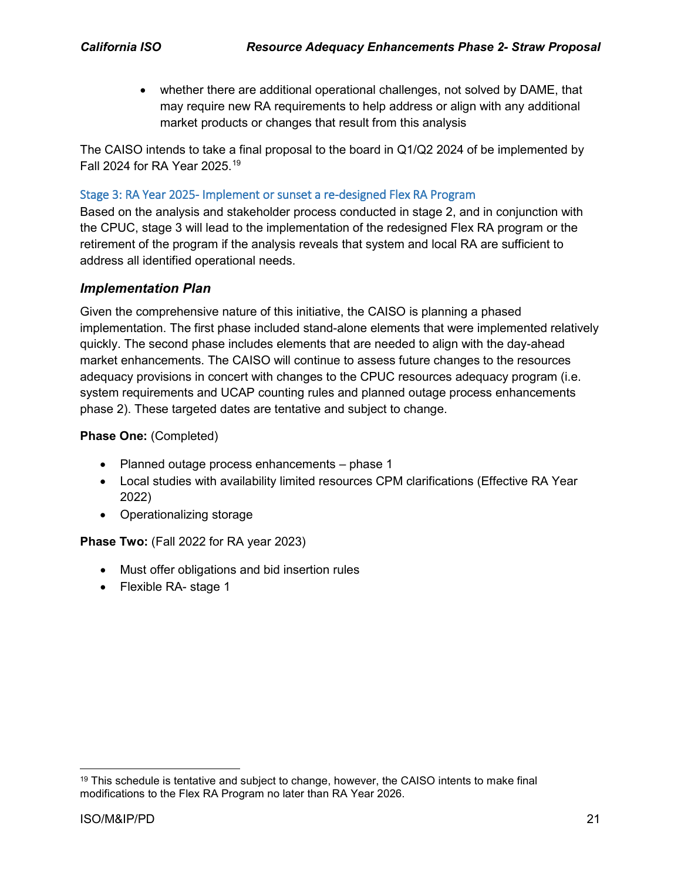- whether there are additional operational challenges, not solved by DAME, that may require new RA requirements to help address or align with any additional market products or changes that result from this analysis

The CAISO intends to take a final proposal to the board in Q1/Q2 2024 of be implemented by Fall 2024 for RA Year 2025.[19]

### Stage 3: RA Year 2025- Implement or sunset a re-designed Flex RA Program

Based on the analysis and stakeholder process conducted in stage 2, and in conjunction with the CPUC, stage 3 will lead to the implementation of the redesigned Flex RA program or the retirement of the program if the analysis reveals that system and local RA are sufficient to address all identified operational needs.

## *Implementation Plan*

Given the comprehensive nature of this initiative, the CAISO is planning a phased implementation. The first phase included stand-alone elements that were implemented relatively quickly. The second phase includes elements that are needed to align with the day-ahead market enhancements. The CAISO will continue to assess future changes to the resources adequacy provisions in concert with changes to the CPUC resources adequacy program (i.e. system requirements and UCAP counting rules and planned outage process enhancements phase 2). These targeted dates are tentative and subject to change.

**Phase One:** (Completed)

- Planned outage process enhancements – phase 1
- Local studies with availability limited resources CPM clarifications (Effective RA Year 2022)
- Operationalizing storage

**Phase Two:** (Fall 2022 for RA year 2023)

- Must offer obligations and bid insertion rules
- Flexible RA- stage 1

---

[19] This schedule is tentative and subject to change, however, the CAISO intents to make final modifications to the Flex RA Program no later than RA Year 2026.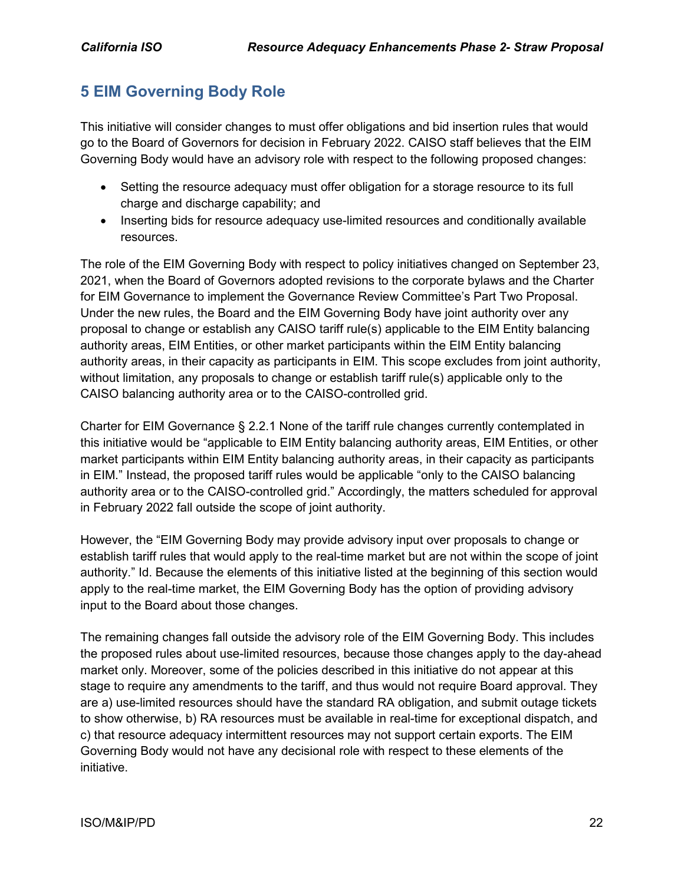## 5 EIM Governing Body Role

This initiative will consider changes to must offer obligations and bid insertion rules that would go to the Board of Governors for decision in February 2022. CAISO staff believes that the EIM Governing Body would have an advisory role with respect to the following proposed changes:

- Setting the resource adequacy must offer obligation for a storage resource to its full charge and discharge capability; and
- Inserting bids for resource adequacy use-limited resources and conditionally available resources.

The role of the EIM Governing Body with respect to policy initiatives changed on September 23, 2021, when the Board of Governors adopted revisions to the corporate bylaws and the Charter for EIM Governance to implement the Governance Review Committee's Part Two Proposal. Under the new rules, the Board and the EIM Governing Body have joint authority over any proposal to change or establish any CAISO tariff rule(s) applicable to the EIM Entity balancing authority areas, EIM Entities, or other market participants within the EIM Entity balancing authority areas, in their capacity as participants in EIM. This scope excludes from joint authority, without limitation, any proposals to change or establish tariff rule(s) applicable only to the CAISO balancing authority area or to the CAISO-controlled grid.

Charter for EIM Governance § 2.2.1 None of the tariff rule changes currently contemplated in this initiative would be "applicable to EIM Entity balancing authority areas, EIM Entities, or other market participants within EIM Entity balancing authority areas, in their capacity as participants in EIM." Instead, the proposed tariff rules would be applicable "only to the CAISO balancing authority area or to the CAISO-controlled grid." Accordingly, the matters scheduled for approval in February 2022 fall outside the scope of joint authority.

However, the "EIM Governing Body may provide advisory input over proposals to change or establish tariff rules that would apply to the real-time market but are not within the scope of joint authority." Id. Because the elements of this initiative listed at the beginning of this section would apply to the real-time market, the EIM Governing Body has the option of providing advisory input to the Board about those changes.

The remaining changes fall outside the advisory role of the EIM Governing Body. This includes the proposed rules about use-limited resources, because those changes apply to the day-ahead market only. Moreover, some of the policies described in this initiative do not appear at this stage to require any amendments to the tariff, and thus would not require Board approval. They are a) use-limited resources should have the standard RA obligation, and submit outage tickets to show otherwise, b) RA resources must be available in real-time for exceptional dispatch, and c) that resource adequacy intermittent resources may not support certain exports. The EIM Governing Body would not have any decisional role with respect to these elements of the initiative.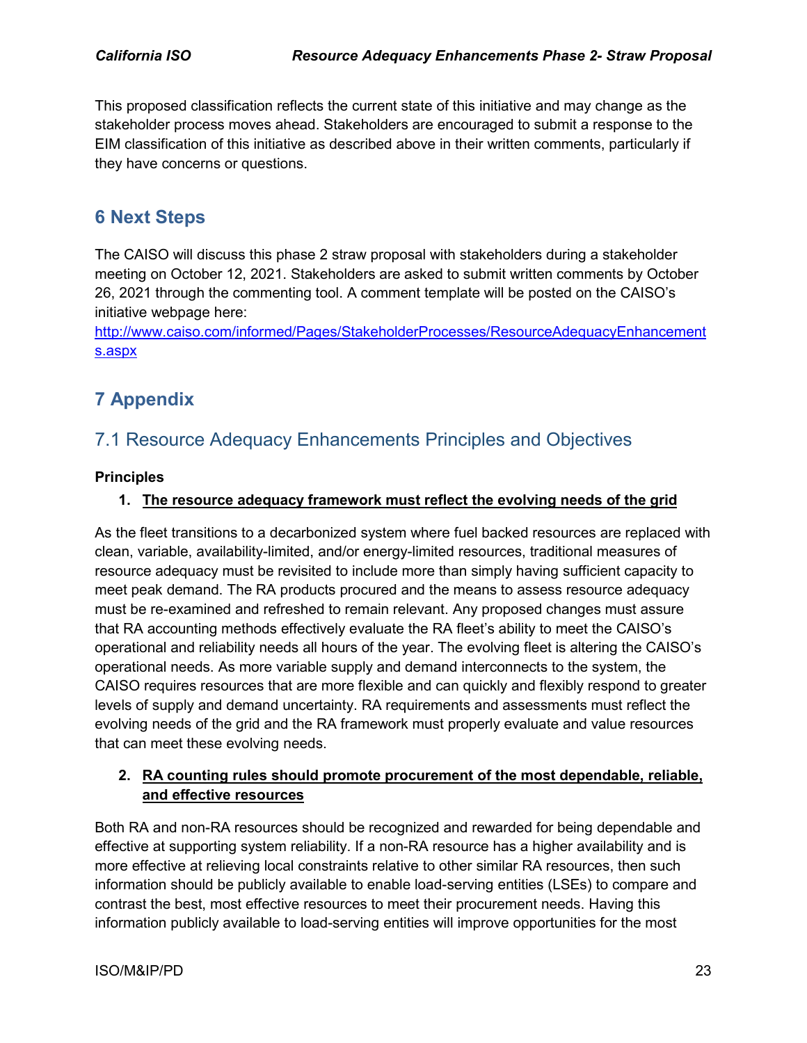This proposed classification reflects the current state of this initiative and may change as the stakeholder process moves ahead. Stakeholders are encouraged to submit a response to the EIM classification of this initiative as described above in their written comments, particularly if they have concerns or questions.

# 6 Next Steps

The CAISO will discuss this phase 2 straw proposal with stakeholders during a stakeholder meeting on October 12, 2021. Stakeholders are asked to submit written comments by October 26, 2021 through the commenting tool. A comment template will be posted on the CAISO's initiative webpage here:
http://www.caiso.com/informed/Pages/StakeholderProcesses/ResourceAdequacyEnhancements.aspx

# 7 Appendix

## 7.1 Resource Adequacy Enhancements Principles and Objectives

**Principles**

1. **The resource adequacy framework must reflect the evolving needs of the grid**

As the fleet transitions to a decarbonized system where fuel backed resources are replaced with clean, variable, availability-limited, and/or energy-limited resources, traditional measures of resource adequacy must be revisited to include more than simply having sufficient capacity to meet peak demand. The RA products procured and the means to assess resource adequacy must be re-examined and refreshed to remain relevant. Any proposed changes must assure that RA accounting methods effectively evaluate the RA fleet's ability to meet the CAISO's operational and reliability needs all hours of the year. The evolving fleet is altering the CAISO's operational needs. As more variable supply and demand interconnects to the system, the CAISO requires resources that are more flexible and can quickly and flexibly respond to greater levels of supply and demand uncertainty. RA requirements and assessments must reflect the evolving needs of the grid and the RA framework must properly evaluate and value resources that can meet these evolving needs.

2. **RA counting rules should promote procurement of the most dependable, reliable, and effective resources**

Both RA and non-RA resources should be recognized and rewarded for being dependable and effective at supporting system reliability. If a non-RA resource has a higher availability and is more effective at relieving local constraints relative to other similar RA resources, then such information should be publicly available to enable load-serving entities (LSEs) to compare and contrast the best, most effective resources to meet their procurement needs. Having this information publicly available to load-serving entities will improve opportunities for the most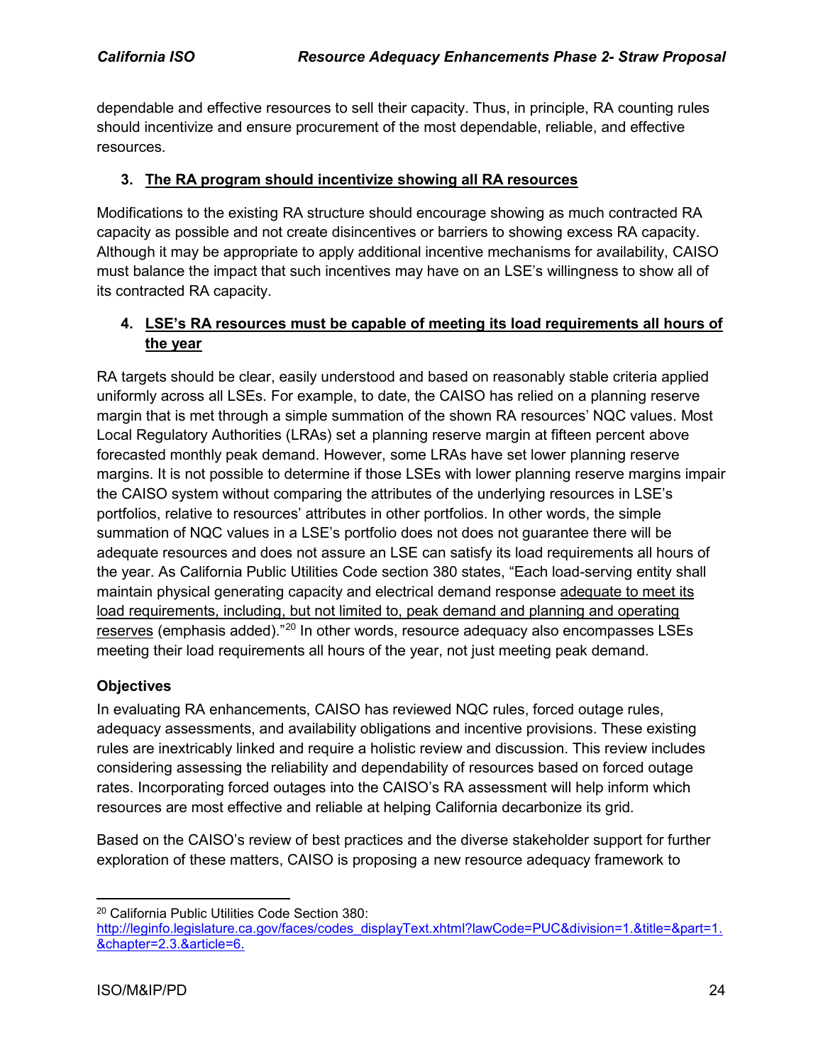dependable and effective resources to sell their capacity. Thus, in principle, RA counting rules should incentivize and ensure procurement of the most dependable, reliable, and effective resources.

3. **The RA program should incentivize showing all RA resources**

Modifications to the existing RA structure should encourage showing as much contracted RA capacity as possible and not create disincentives or barriers to showing excess RA capacity. Although it may be appropriate to apply additional incentive mechanisms for availability, CAISO must balance the impact that such incentives may have on an LSE's willingness to show all of its contracted RA capacity.

4. **LSE's RA resources must be capable of meeting its load requirements all hours of the year**

RA targets should be clear, easily understood and based on reasonably stable criteria applied uniformly across all LSEs. For example, to date, the CAISO has relied on a planning reserve margin that is met through a simple summation of the shown RA resources' NQC values. Most Local Regulatory Authorities (LRAs) set a planning reserve margin at fifteen percent above forecasted monthly peak demand. However, some LRAs have set lower planning reserve margins. It is not possible to determine if those LSEs with lower planning reserve margins impair the CAISO system without comparing the attributes of the underlying resources in LSE's portfolios, relative to resources' attributes in other portfolios. In other words, the simple summation of NQC values in a LSE's portfolio does not does not guarantee there will be adequate resources and does not assure an LSE can satisfy its load requirements all hours of the year. As California Public Utilities Code section 380 states, "Each load-serving entity shall maintain physical generating capacity and electrical demand response adequate to meet its load requirements, including, but not limited to, peak demand and planning and operating reserves (emphasis added)."[20] In other words, resource adequacy also encompasses LSEs meeting their load requirements all hours of the year, not just meeting peak demand.

**Objectives**

In evaluating RA enhancements, CAISO has reviewed NQC rules, forced outage rules, adequacy assessments, and availability obligations and incentive provisions. These existing rules are inextricably linked and require a holistic review and discussion. This review includes considering assessing the reliability and dependability of resources based on forced outage rates. Incorporating forced outages into the CAISO's RA assessment will help inform which resources are most effective and reliable at helping California decarbonize its grid.

Based on the CAISO's review of best practices and the diverse stakeholder support for further exploration of these matters, CAISO is proposing a new resource adequacy framework to

---

[20] California Public Utilities Code Section 380: http://leginfo.legislature.ca.gov/faces/codes_displayText.xhtml?lawCode=PUC&division=1.&title=&part=1.&chapter=2.3.&article=6.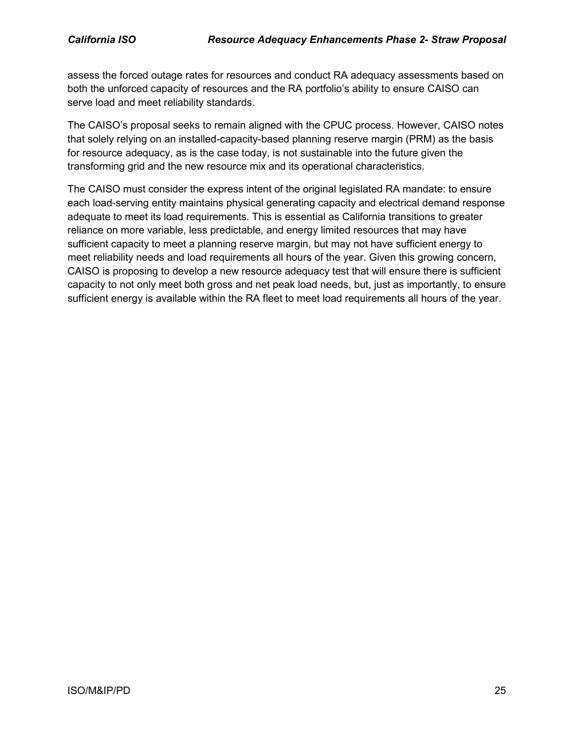assess the forced outage rates for resources and conduct RA adequacy assessments based on both the unforced capacity of resources and the RA portfolio's ability to ensure CAISO can serve load and meet reliability standards.

The CAISO's proposal seeks to remain aligned with the CPUC process. However, CAISO notes that solely relying on an installed-capacity-based planning reserve margin (PRM) as the basis for resource adequacy, as is the case today, is not sustainable into the future given the transforming grid and the new resource mix and its operational characteristics.

The CAISO must consider the express intent of the original legislated RA mandate: to ensure each load-serving entity maintains physical generating capacity and electrical demand response adequate to meet its load requirements. This is essential as California transitions to greater reliance on more variable, less predictable, and energy limited resources that may have sufficient capacity to meet a planning reserve margin, but may not have sufficient energy to meet reliability needs and load requirements all hours of the year. Given this growing concern, CAISO is proposing to develop a new resource adequacy test that will ensure there is sufficient capacity to not only meet both gross and net peak load needs, but, just as importantly, to ensure sufficient energy is available within the RA fleet to meet load requirements all hours of the year.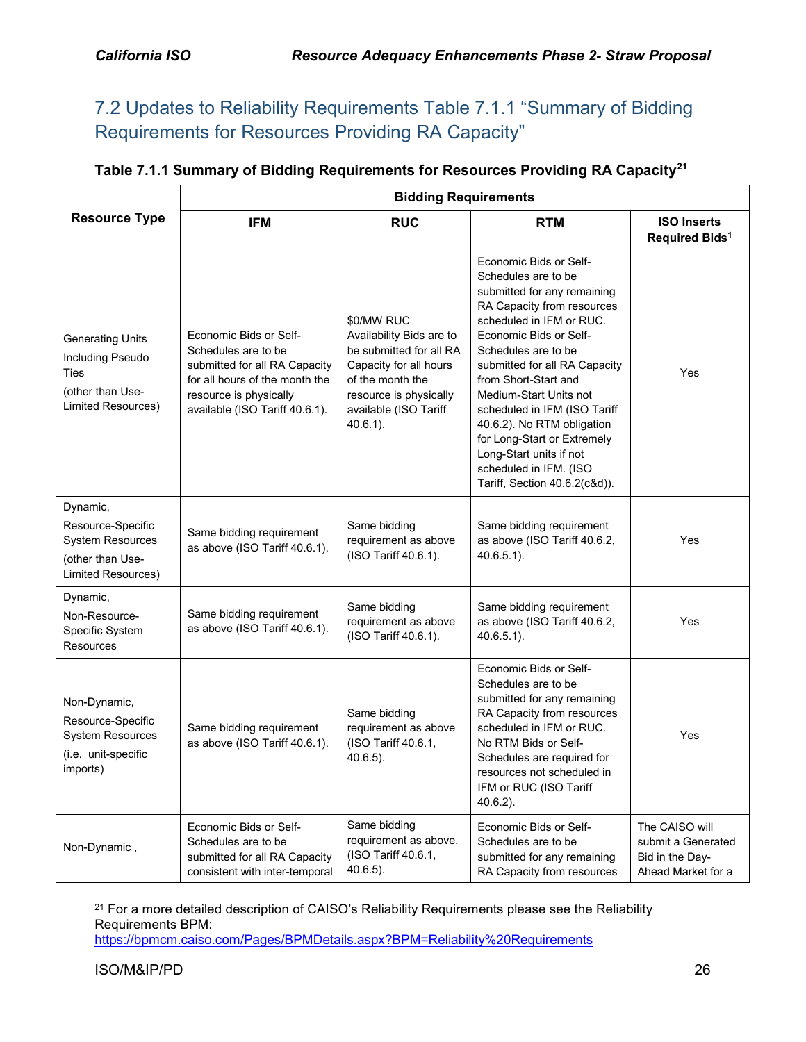## 7.2 Updates to Reliability Requirements Table 7.1.1 "Summary of Bidding Requirements for Resources Providing RA Capacity"

**Table 7.1.1 Summary of Bidding Requirements for Resources Providing RA Capacity[21]**

| Resource Type | Bidding Requirements | | | |
|---|---|---|---|---|
| | **IFM** | **RUC** | **RTM** | **ISO Inserts Required Bids[1]** |
| Generating Units Including Pseudo Ties (other than Use-Limited Resources) | Economic Bids or Self-Schedules are to be submitted for all RA Capacity for all hours of the month the resource is physically available (ISO Tariff 40.6.1). | $0/MW RUC Availability Bids are to be submitted for all RA Capacity for all hours of the month the resource is physically available (ISO Tariff 40.6.1). | Economic Bids or Self-Schedules are to be submitted for any remaining RA Capacity from resources scheduled in IFM or RUC. Economic Bids or Self-Schedules are to be submitted for all RA Capacity from Short-Start and Medium-Start Units not scheduled in IFM (ISO Tariff 40.6.2). No RTM obligation for Long-Start or Extremely Long-Start units if not scheduled in IFM. (ISO Tariff, Section 40.6.2(c&d)). | Yes |
| Dynamic, Resource-Specific System Resources (other than Use-Limited Resources) | Same bidding requirement as above (ISO Tariff 40.6.1). | Same bidding requirement as above (ISO Tariff 40.6.1). | Same bidding requirement as above (ISO Tariff 40.6.2, 40.6.5.1). | Yes |
| Dynamic, Non-Resource-Specific System Resources | Same bidding requirement as above (ISO Tariff 40.6.1). | Same bidding requirement as above (ISO Tariff 40.6.1). | Same bidding requirement as above (ISO Tariff 40.6.2, 40.6.5.1). | Yes |
| Non-Dynamic, Resource-Specific System Resources (i.e. unit-specific imports) | Same bidding requirement as above (ISO Tariff 40.6.1). | Same bidding requirement as above (ISO Tariff 40.6.1, 40.6.5). | Economic Bids or Self-Schedules are to be submitted for any remaining RA Capacity from resources scheduled in IFM or RUC. No RTM Bids or Self-Schedules are required for resources not scheduled in IFM or RUC (ISO Tariff 40.6.2). | Yes |
| Non-Dynamic , | Economic Bids or Self-Schedules are to be submitted for all RA Capacity consistent with inter-temporal | Same bidding requirement as above. (ISO Tariff 40.6.1, 40.6.5). | Economic Bids or Self-Schedules are to be submitted for any remaining RA Capacity from resources | The CAISO will submit a Generated Bid in the Day-Ahead Market for a |

[21] For a more detailed description of CAISO's Reliability Requirements please see the Reliability Requirements BPM: https://bpmcm.caiso.com/Pages/BPMDetails.aspx?BPM=Reliability%20Requirements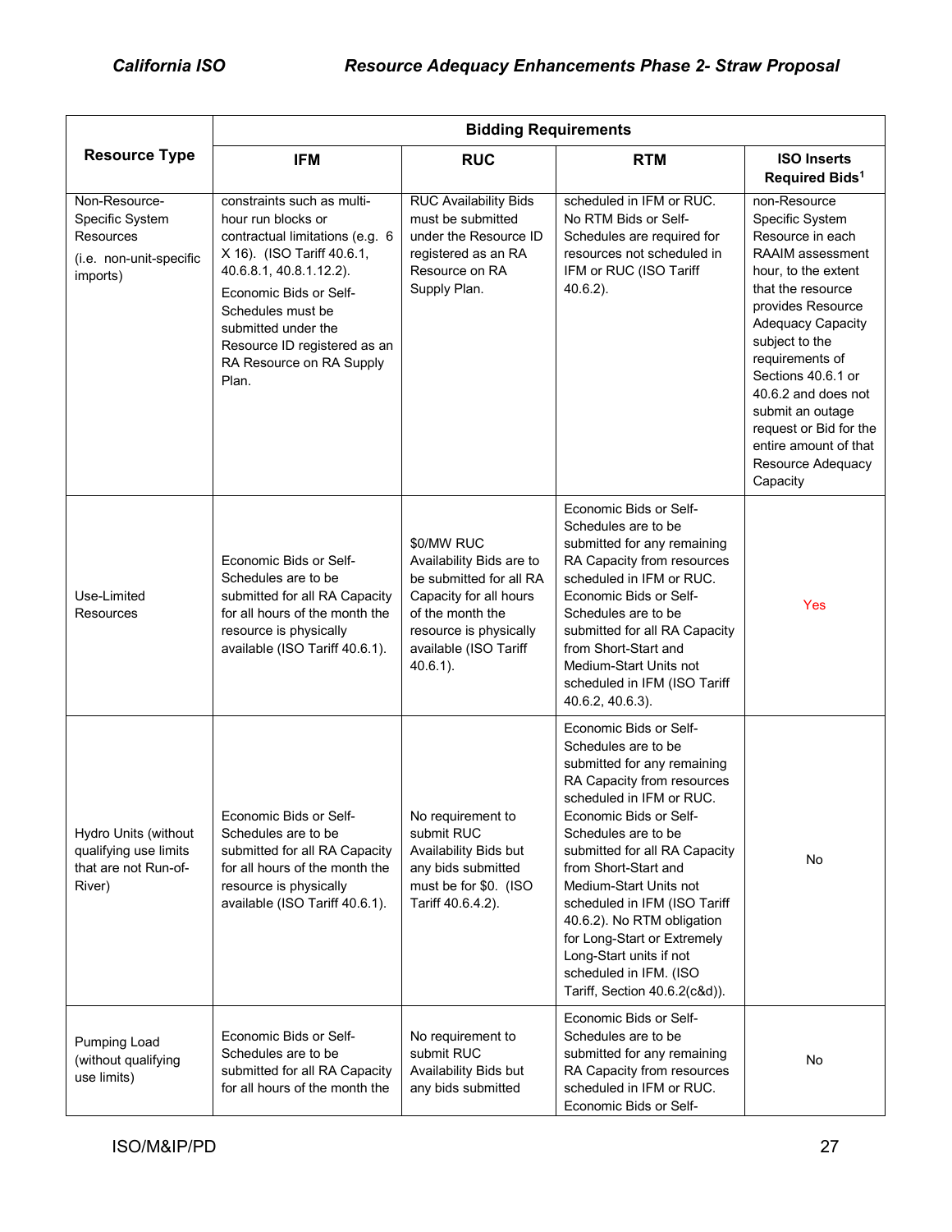| Resource Type | Bidding Requirements | | | |
|---|---|---|---|---|
| | IFM | RUC | RTM | ISO Inserts Required Bids[1] |
| Non-Resource-Specific System Resources (i.e. non-unit-specific imports) | constraints such as multi-hour run blocks or contractual limitations (e.g. 6 X 16). (ISO Tariff 40.6.1, 40.6.8.1, 40.8.1.12.2). Economic Bids or Self-Schedules must be submitted under the Resource ID registered as an RA Resource on RA Supply Plan. | RUC Availability Bids must be submitted under the Resource ID registered as an RA Resource on RA Supply Plan. | scheduled in IFM or RUC. No RTM Bids or Self-Schedules are required for resources not scheduled in IFM or RUC (ISO Tariff 40.6.2). | non-Resource Specific System Resource in each RAAIM assessment hour, to the extent that the resource provides Resource Adequacy Capacity subject to the requirements of Sections 40.6.1 or 40.6.2 and does not submit an outage request or Bid for the entire amount of that Resource Adequacy Capacity |
| Use-Limited Resources | Economic Bids or Self-Schedules are to be submitted for all RA Capacity for all hours of the month the resource is physically available (ISO Tariff 40.6.1). | $0/MW RUC Availability Bids are to be submitted for all RA Capacity for all hours of the month the resource is physically available (ISO Tariff 40.6.1). | Economic Bids or Self-Schedules are to be submitted for any remaining RA Capacity from resources scheduled in IFM or RUC. Economic Bids or Self-Schedules are to be submitted for all RA Capacity from Short-Start and Medium-Start Units not scheduled in IFM (ISO Tariff 40.6.2, 40.6.3). | Yes |
| Hydro Units (without qualifying use limits that are not Run-of-River) | Economic Bids or Self-Schedules are to be submitted for all RA Capacity for all hours of the month the resource is physically available (ISO Tariff 40.6.1). | No requirement to submit RUC Availability Bids but any bids submitted must be for $0. (ISO Tariff 40.6.4.2). | Economic Bids or Self-Schedules are to be submitted for any remaining RA Capacity from resources scheduled in IFM or RUC. Economic Bids or Self-Schedules are to be submitted for all RA Capacity from Short-Start and Medium-Start Units not scheduled in IFM (ISO Tariff 40.6.2). No RTM obligation for Long-Start or Extremely Long-Start units if not scheduled in IFM. (ISO Tariff, Section 40.6.2(c&d)). | No |
| Pumping Load (without qualifying use limits) | Economic Bids or Self-Schedules are to be submitted for all RA Capacity for all hours of the month the | No requirement to submit RUC Availability Bids but any bids submitted | Economic Bids or Self-Schedules are to be submitted for any remaining RA Capacity from resources scheduled in IFM or RUC. Economic Bids or Self- | No |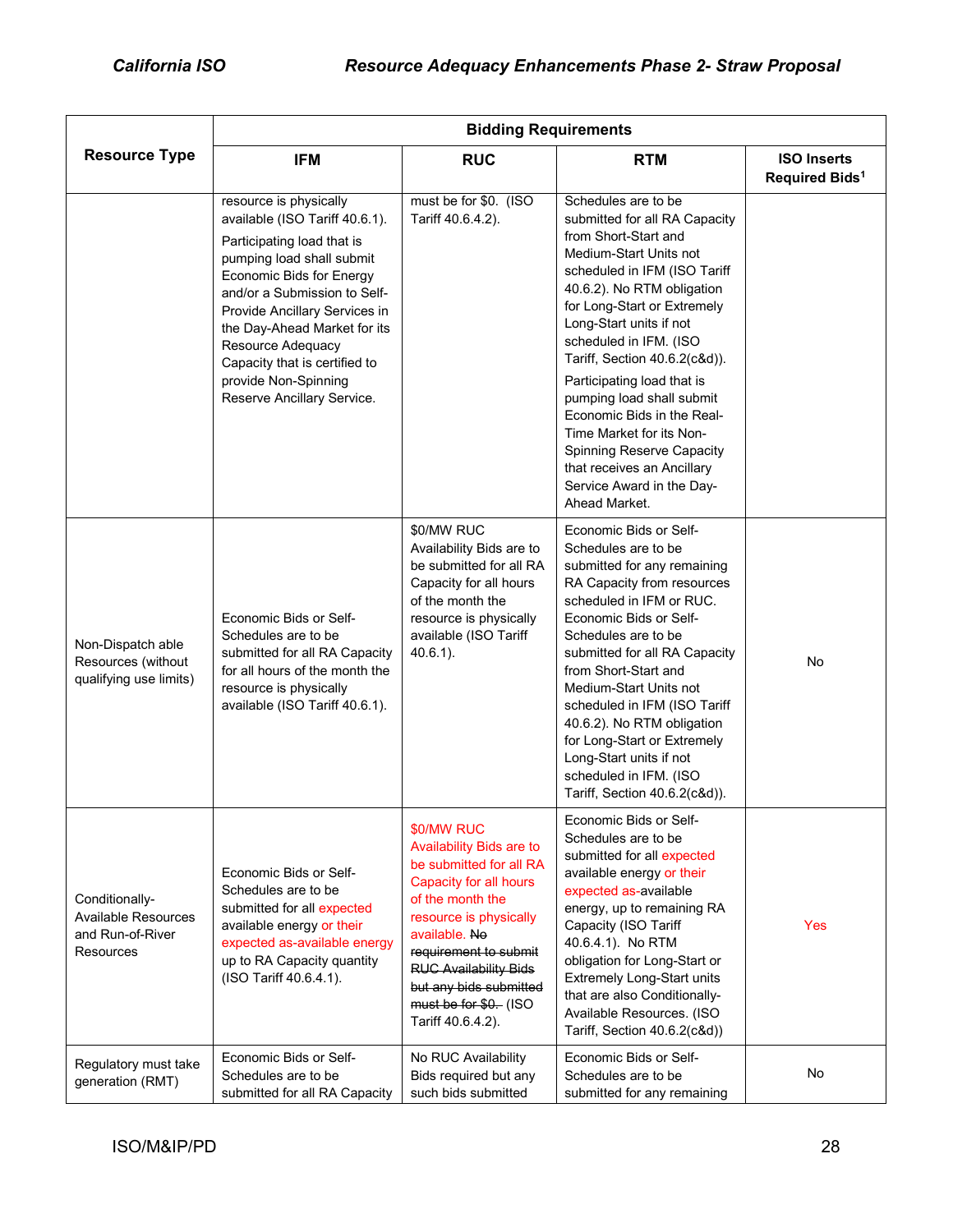| Resource Type | Bidding Requirements | | | |
|---|---|---|---|---|
| | IFM | RUC | RTM | ISO Inserts Required Bids[1] |
| | resource is physically available (ISO Tariff 40.6.1).<br><br>Participating load that is pumping load shall submit Economic Bids for Energy and/or a Submission to Self-Provide Ancillary Services in the Day-Ahead Market for its Resource Adequacy Capacity that is certified to provide Non-Spinning Reserve Ancillary Service. | must be for $0. (ISO Tariff 40.6.4.2). | Schedules are to be submitted for all RA Capacity from Short-Start and Medium-Start Units not scheduled in IFM (ISO Tariff 40.6.2). No RTM obligation for Long-Start or Extremely Long-Start units if not scheduled in IFM. (ISO Tariff, Section 40.6.2(c&d)).<br><br>Participating load that is pumping load shall submit Economic Bids in the Real-Time Market for its Non-Spinning Reserve Capacity that receives an Ancillary Service Award in the Day-Ahead Market. | |
| Non-Dispatch able Resources (without qualifying use limits) | Economic Bids or Self-Schedules are to be submitted for all RA Capacity for all hours of the month the resource is physically available (ISO Tariff 40.6.1). | $0/MW RUC Availability Bids are to be submitted for all RA Capacity for all hours of the month the resource is physically available (ISO Tariff 40.6.1). | Economic Bids or Self-Schedules are to be submitted for any remaining RA Capacity from resources scheduled in IFM or RUC. Economic Bids or Self-Schedules are to be submitted for all RA Capacity from Short-Start and Medium-Start Units not scheduled in IFM (ISO Tariff 40.6.2). No RTM obligation for Long-Start or Extremely Long-Start units if not scheduled in IFM. (ISO Tariff, Section 40.6.2(c&d)). | No |
| Conditionally-Available Resources and Run-of-River Resources | Economic Bids or Self-Schedules are to be submitted for all expected available energy or their expected as-available energy up to RA Capacity quantity (ISO Tariff 40.6.4.1). | $0/MW RUC Availability Bids are to be submitted for all RA Capacity for all hours of the month the resource is physically available. ~~No requirement to submit RUC Availability Bids but any bids submitted must be for $0.~~ (ISO Tariff 40.6.4.2). | Economic Bids or Self-Schedules are to be submitted for all expected available energy or their expected as-available energy, up to remaining RA Capacity (ISO Tariff 40.6.4.1). No RTM obligation for Long-Start or Extremely Long-Start units that are also Conditionally-Available Resources. (ISO Tariff, Section 40.6.2(c&d)) | Yes |
| Regulatory must take generation (RMT) | Economic Bids or Self-Schedules are to be submitted for all RA Capacity | No RUC Availability Bids required but any such bids submitted | Economic Bids or Self-Schedules are to be submitted for any remaining | No |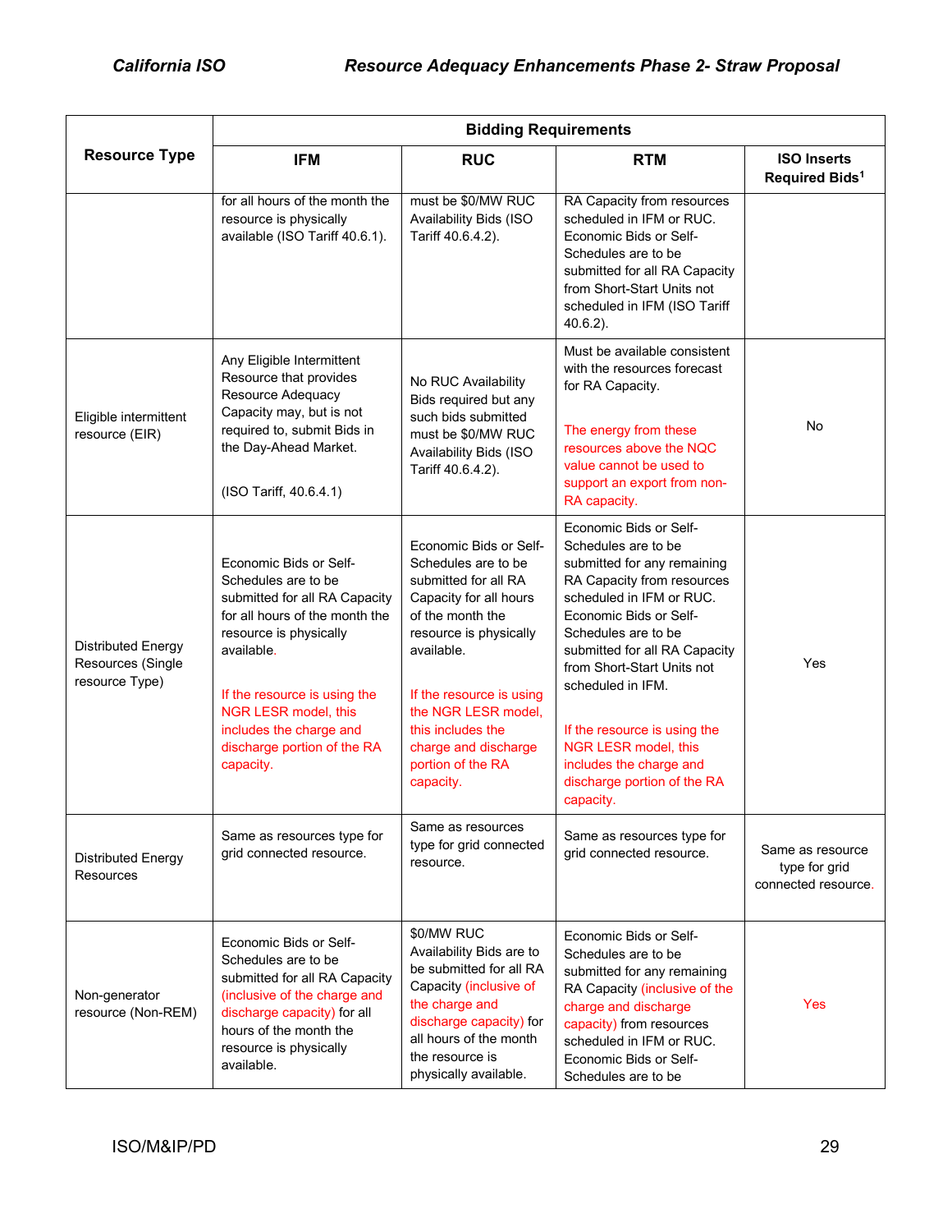| Resource Type | Bidding Requirements | | | |
|---|---|---|---|---|
| | IFM | RUC | RTM | ISO Inserts Required Bids[1] |
| | for all hours of the month the resource is physically available (ISO Tariff 40.6.1). | must be $0/MW RUC Availability Bids (ISO Tariff 40.6.4.2). | RA Capacity from resources scheduled in IFM or RUC. Economic Bids or Self-Schedules are to be submitted for all RA Capacity from Short-Start Units not scheduled in IFM (ISO Tariff 40.6.2). | |
| Eligible intermittent resource (EIR) | Any Eligible Intermittent Resource that provides Resource Adequacy Capacity may, but is not required to, submit Bids in the Day-Ahead Market. (ISO Tariff, 40.6.4.1) | No RUC Availability Bids required but any such bids submitted must be $0/MW RUC Availability Bids (ISO Tariff 40.6.4.2). | Must be available consistent with the resources forecast for RA Capacity. The energy from these resources above the NQC value cannot be used to support an export from non-RA capacity. | No |
| Distributed Energy Resources (Single resource Type) | Economic Bids or Self-Schedules are to be submitted for all RA Capacity for all hours of the month the resource is physically available. If the resource is using the NGR LESR model, this includes the charge and discharge portion of the RA capacity. | Economic Bids or Self-Schedules are to be submitted for all RA Capacity for all hours of the month the resource is physically available. If the resource is using the NGR LESR model, this includes the charge and discharge portion of the RA capacity. | Economic Bids or Self-Schedules are to be submitted for any remaining RA Capacity from resources scheduled in IFM or RUC. Economic Bids or Self-Schedules are to be submitted for all RA Capacity from Short-Start Units not scheduled in IFM. If the resource is using the NGR LESR model, this includes the charge and discharge portion of the RA capacity. | Yes |
| Distributed Energy Resources | Same as resources type for grid connected resource. | Same as resources type for grid connected resource. | Same as resources type for grid connected resource. | Same as resource type for grid connected resource. |
| Non-generator resource (Non-REM) | Economic Bids or Self-Schedules are to be submitted for all RA Capacity (inclusive of the charge and discharge capacity) for all hours of the month the resource is physically available. | $0/MW RUC Availability Bids are to be submitted for all RA Capacity (inclusive of the charge and discharge capacity) for all hours of the month the resource is physically available. | Economic Bids or Self-Schedules are to be submitted for any remaining RA Capacity (inclusive of the charge and discharge capacity) from resources scheduled in IFM or RUC. Economic Bids or Self-Schedules are to be | Yes |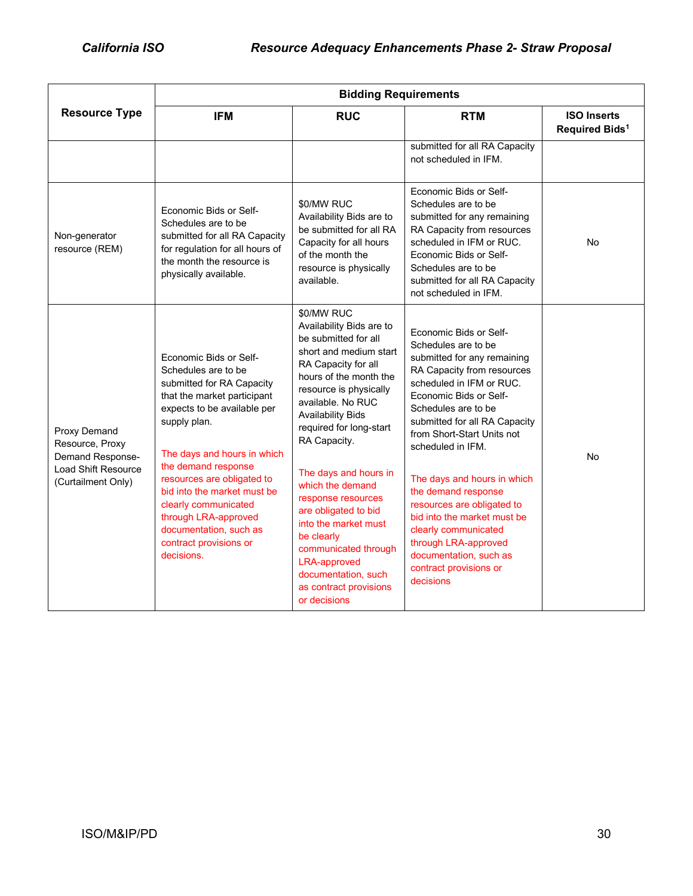| Resource Type | Bidding Requirements | | | |
|---|---|---|---|---|
| | IFM | RUC | RTM | ISO Inserts Required Bids[1] |
| | | | submitted for all RA Capacity not scheduled in IFM. | |
| Non-generator resource (REM) | Economic Bids or Self-Schedules are to be submitted for all RA Capacity for regulation for all hours of the month the resource is physically available. | $0/MW RUC Availability Bids are to be submitted for all RA Capacity for all hours of the month the resource is physically available. | Economic Bids or Self-Schedules are to be submitted for any remaining RA Capacity from resources scheduled in IFM or RUC. Economic Bids or Self-Schedules are to be submitted for all RA Capacity not scheduled in IFM. | No |
| Proxy Demand Resource, Proxy Demand Response-Load Shift Resource (Curtailment Only) | Economic Bids or Self-Schedules are to be submitted for RA Capacity that the market participant expects to be available per supply plan.<br><br>The days and hours in which the demand response resources are obligated to bid into the market must be clearly communicated through LRA-approved documentation, such as contract provisions or decisions. | $0/MW RUC Availability Bids are to be submitted for all short and medium start RA Capacity for all hours of the month the resource is physically available. No RUC Availability Bids required for long-start RA Capacity.<br><br>The days and hours in which the demand response resources are obligated to bid into the market must be clearly communicated through LRA-approved documentation, such as contract provisions or decisions | Economic Bids or Self-Schedules are to be submitted for any remaining RA Capacity from resources scheduled in IFM or RUC. Economic Bids or Self-Schedules are to be submitted for all RA Capacity from Short-Start Units not scheduled in IFM.<br><br>The days and hours in which the demand response resources are obligated to bid into the market must be clearly communicated through LRA-approved documentation, such as contract provisions or decisions | No |